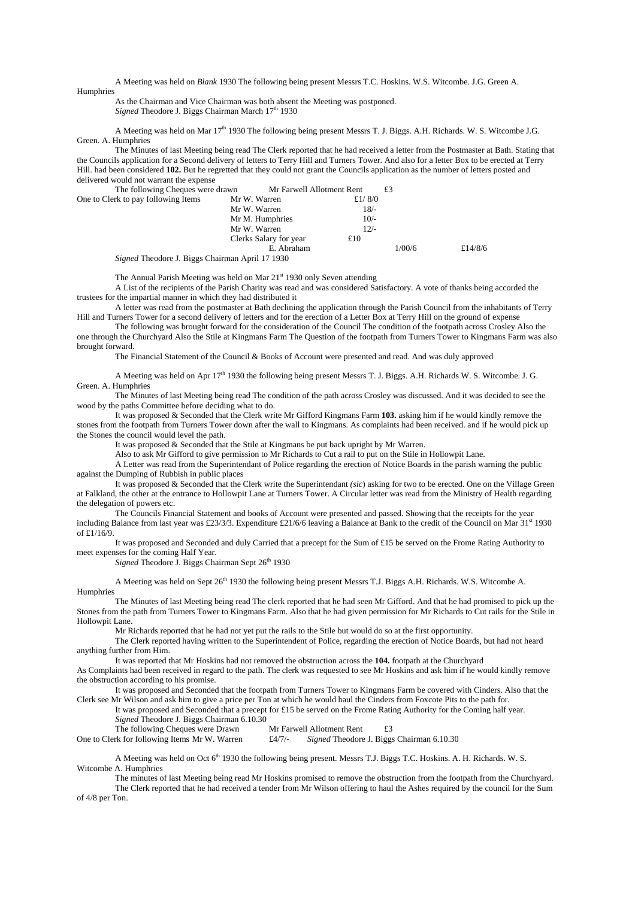A Meeting was held on *Blank* 1930 The following being present Messrs T.C. Hoskins. W.S. Witcombe. J.G. Green A. Humphries

As the Chairman and Vice Chairman was both absent the Meeting was postponed.
*Signed* Theodore J. Biggs Chairman March 17th 1930

A Meeting was held on Mar 17th 1930 The following being present Messrs T. J. Biggs. A.H. Richards. W. S. Witcombe J.G. Green. A. Humphries

The Minutes of last Meeting being read The Clerk reported that he had received a letter from the Postmaster at Bath. Stating that the Councils application for a Second delivery of letters to Terry Hill and Turners Tower. And also for a letter Box to be erected at Terry Hill. had been considered **102.** But he regretted that they could not grant the Councils application as the number of letters posted and delivered would not warrant the expense

| | | | | |
|---|---|---|---|---|
| The following Cheques were drawn | Mr Farwell Allotment Rent | | £3 | |
| One to Clerk to pay following Items | Mr W. Warren | £1/ 8/0 | | |
| | Mr W. Warren | 18/- | | |
| | Mr M. Humphries | 10/- | | |
| | Mr W. Warren | 12/- | | |
| | Clerks Salary for year | £10 | | |
| | E. Abraham | | 1/00/6 | £14/8/6 |

*Signed* Theodore J. Biggs Chairman April 17 1930

The Annual Parish Meeting was held on Mar 21st 1930 only Seven attending

A List of the recipients of the Parish Charity was read and was considered Satisfactory. A vote of thanks being accorded the trustees for the impartial manner in which they had distributed it

A letter was read from the postmaster at Bath declining the application through the Parish Council from the inhabitants of Terry Hill and Turners Tower for a second delivery of letters and for the erection of a Letter Box at Terry Hill on the ground of expense

The following was brought forward for the consideration of the Council The condition of the footpath across Crosley Also the one through the Churchyard Also the Stile at Kingmans Farm The Question of the footpath from Turners Tower to Kingmans Farm was also brought forward.

The Financial Statement of the Council & Books of Account were presented and read. And was duly approved

A Meeting was held on Apr 17th 1930 the following being present Messrs T. J. Biggs. A.H. Richards W. S. Witcombe. J. G. Green. A. Humphries

The Minutes of last Meeting being read The condition of the path across Crosley was discussed. And it was decided to see the wood by the paths Committee before deciding what to do.

It was proposed & Seconded that the Clerk write Mr Gifford Kingmans Farm **103.** asking him if he would kindly remove the stones from the footpath from Turners Tower down after the wall to Kingmans. As complaints had been received. and if he would pick up the Stones the council would level the path.

It was proposed & Seconded that the Stile at Kingmans be put back upright by Mr Warren.

Also to ask Mr Gifford to give permission to Mr Richards to Cut a rail to put on the Stile in Hollowpit Lane.

A Letter was read from the Superintendant of Police regarding the erection of Notice Boards in the parish warning the public against the Dumping of Rubbish in public places

It was proposed & Seconded that the Clerk write the Superintendant *(sic)* asking for two to be erected. One on the Village Green at Falkland, the other at the entrance to Hollowpit Lane at Turners Tower. A Circular letter was read from the Ministry of Health regarding the delegation of powers etc.

The Councils Financial Statement and books of Account were presented and passed. Showing that the receipts for the year including Balance from last year was £23/3/3. Expenditure £21/6/6 leaving a Balance at Bank to the credit of the Council on Mar 31st 1930 of £1/16/9.

It was proposed and Seconded and duly Carried that a precept for the Sum of £15 be served on the Frome Rating Authority to meet expenses for the coming Half Year.

*Signed* Theodore J. Biggs Chairman Sept 26th 1930

A Meeting was held on Sept 26th 1930 the following being present Messrs T.J. Biggs A.H. Richards. W.S. Witcombe A. Humphries

The Minutes of last Meeting being read The clerk reported that he had seen Mr Gifford. And that he had promised to pick up the Stones from the path from Turners Tower to Kingmans Farm. Also that he had given permission for Mr Richards to Cut rails for the Stile in Hollowpit Lane.

Mr Richards reported that he had not yet put the rails to the Stile but would do so at the first opportunity.

The Clerk reported having written to the Superintendent of Police, regarding the erection of Notice Boards, but had not heard anything further from Him.

It was reported that Mr Hoskins had not removed the obstruction across the **104.** footpath at the Churchyard

As Complaints had been received in regard to the path. The clerk was requested to see Mr Hoskins and ask him if he would kindly remove the obstruction according to his promise.

It was proposed and Seconded that the footpath from Turners Tower to Kingmans Farm be covered with Cinders. Also that the Clerk see Mr Wilson and ask him to give a price per Ton at which he would haul the Cinders from Foxcote Pits to the path for.

It was proposed and Seconded that a precept for £15 be served on the Frome Rating Authority for the Coming half year.

*Signed* Theodore J. Biggs Chairman 6.10.30

| | | |
|---|---|---|
| The following Cheques were Drawn | Mr Farwell Allotment Rent | £3 |
| One to Clerk for following Items Mr W. Warren | £4/7/- | *Signed* Theodore J. Biggs Chairman 6.10.30 |

A Meeting was held on Oct 6th 1930 the following being present. Messrs T.J. Biggs T.C. Hoskins. A. H. Richards. W. S. Witcombe A. Humphries

The minutes of last Meeting being read Mr Hoskins promised to remove the obstruction from the footpath from the Churchyard.

The Clerk reported that he had received a tender from Mr Wilson offering to haul the Ashes required by the council for the Sum of 4/8 per Ton.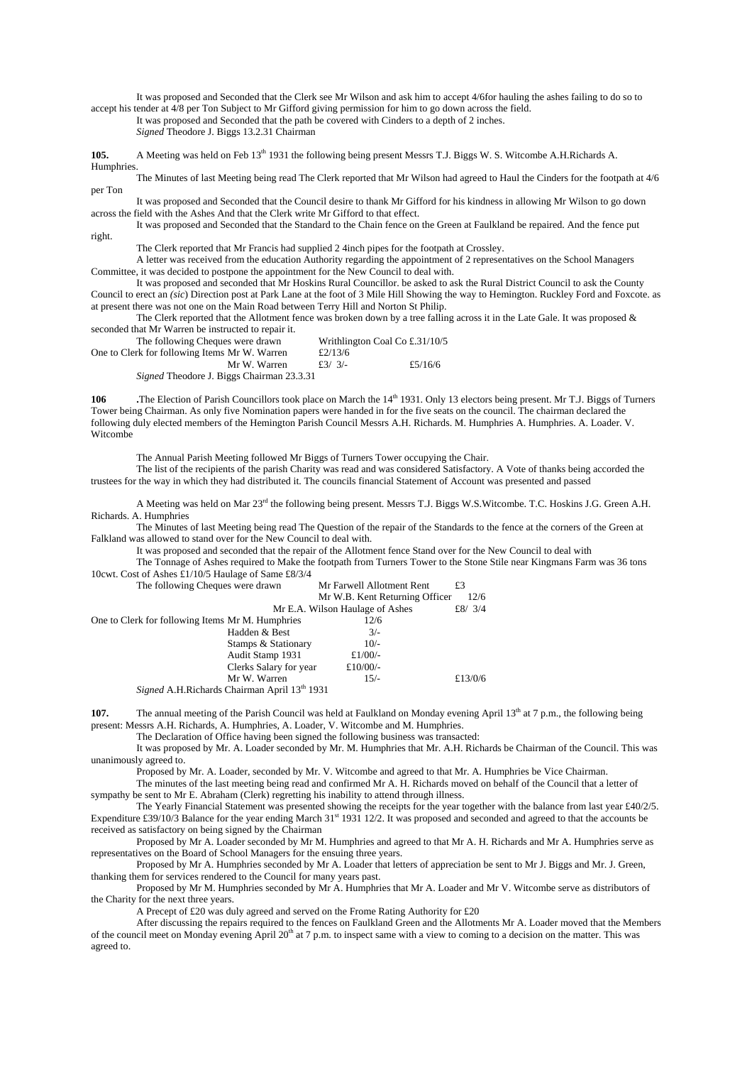It was proposed and Seconded that the Clerk see Mr Wilson and ask him to accept 4/6for hauling the ashes failing to do so to accept his tender at 4/8 per Ton Subject to Mr Gifford giving permission for him to go down across the field.

It was proposed and Seconded that the path be covered with Cinders to a depth of 2 inches.

*Signed* Theodore J. Biggs 13.2.31 Chairman

**105.** A Meeting was held on Feb 13th 1931 the following being present Messrs T.J. Biggs W. S. Witcombe A.H.Richards A. Humphries.

The Minutes of last Meeting being read The Clerk reported that Mr Wilson had agreed to Haul the Cinders for the footpath at 4/6 per Ton

It was proposed and Seconded that the Council desire to thank Mr Gifford for his kindness in allowing Mr Wilson to go down across the field with the Ashes And that the Clerk write Mr Gifford to that effect.

It was proposed and Seconded that the Standard to the Chain fence on the Green at Faulkland be repaired. And the fence put right.

The Clerk reported that Mr Francis had supplied 2 4inch pipes for the footpath at Crossley.

A letter was received from the education Authority regarding the appointment of 2 representatives on the School Managers Committee, it was decided to postpone the appointment for the New Council to deal with.

It was proposed and seconded that Mr Hoskins Rural Councillor. be asked to ask the Rural District Council to ask the County Council to erect an *(sic)* Direction post at Park Lane at the foot of 3 Mile Hill Showing the way to Hemington. Ruckley Ford and Foxcote. as at present there was not one on the Main Road between Terry Hill and Norton St Philip.

The Clerk reported that the Allotment fence was broken down by a tree falling across it in the Late Gale. It was proposed & seconded that Mr Warren be instructed to repair it.

The following Cheques were drawn Writhlington Coal Co £.31/10/5

One to Clerk for following Items Mr W. Warren £2/13/6

Mr W. Warren £3/ 3/- £5/16/6

*Signed* Theodore J. Biggs Chairman 23.3.31

**106** .The Election of Parish Councillors took place on March the 14th 1931. Only 13 electors being present. Mr T.J. Biggs of Turners Tower being Chairman. As only five Nomination papers were handed in for the five seats on the council. The chairman declared the following duly elected members of the Hemington Parish Council Messrs A.H. Richards. M. Humphries A. Humphries. A. Loader. V. Witcombe

The Annual Parish Meeting followed Mr Biggs of Turners Tower occupying the Chair.

The list of the recipients of the parish Charity was read and was considered Satisfactory. A Vote of thanks being accorded the trustees for the way in which they had distributed it. The councils financial Statement of Account was presented and passed

A Meeting was held on Mar 23rd the following being present. Messrs T.J. Biggs W.S.Witcombe. T.C. Hoskins J.G. Green A.H. Richards. A. Humphries

The Minutes of last Meeting being read The Question of the repair of the Standards to the fence at the corners of the Green at Falkland was allowed to stand over for the New Council to deal with.

It was proposed and seconded that the repair of the Allotment fence Stand over for the New Council to deal with

The Tonnage of Ashes required to Make the footpath from Turners Tower to the Stone Stile near Kingmans Farm was 36 tons 10cwt. Cost of Ashes £1/10/5 Haulage of Same £8/3/4

The following Cheques were drawn Mr Farwell Allotment Rent £3

Mr W.B. Kent Returning Officer 12/6

Mr E.A. Wilson Haulage of Ashes £8/ 3/4

| One to Clerk for following Items | | | |
|---|---|---|---|
| | Mr M. Humphries | 12/6 | |
| | Hadden & Best | 3/- | |
| | Stamps & Stationary | 10/- | |
| | Audit Stamp 1931 | £1/00/- | |
| | Clerks Salary for year | £10/00/- | |
| | Mr W. Warren | 15/- | £13/0/6 |

*Signed* A.H.Richards Chairman April 13th 1931

**107.** The annual meeting of the Parish Council was held at Faulkland on Monday evening April 13th at 7 p.m., the following being present: Messrs A.H. Richards, A. Humphries, A. Loader, V. Witcombe and M. Humphries.

The Declaration of Office having been signed the following business was transacted:

It was proposed by Mr. A. Loader seconded by Mr. M. Humphries that Mr. A.H. Richards be Chairman of the Council. This was unanimously agreed to.

Proposed by Mr. A. Loader, seconded by Mr. V. Witcombe and agreed to that Mr. A. Humphries be Vice Chairman.

The minutes of the last meeting being read and confirmed Mr A. H. Richards moved on behalf of the Council that a letter of sympathy be sent to Mr E. Abraham (Clerk) regretting his inability to attend through illness.

The Yearly Financial Statement was presented showing the receipts for the year together with the balance from last year £40/2/5. Expenditure £39/10/3 Balance for the year ending March 31st 1931 12/2. It was proposed and seconded and agreed to that the accounts be received as satisfactory on being signed by the Chairman

Proposed by Mr A. Loader seconded by Mr M. Humphries and agreed to that Mr A. H. Richards and Mr A. Humphries serve as representatives on the Board of School Managers for the ensuing three years.

Proposed by Mr A. Humphries seconded by Mr A. Loader that letters of appreciation be sent to Mr J. Biggs and Mr. J. Green, thanking them for services rendered to the Council for many years past.

Proposed by Mr M. Humphries seconded by Mr A. Humphries that Mr A. Loader and Mr V. Witcombe serve as distributors of the Charity for the next three years.

A Precept of £20 was duly agreed and served on the Frome Rating Authority for £20

After discussing the repairs required to the fences on Faulkland Green and the Allotments Mr A. Loader moved that the Members of the council meet on Monday evening April 20th at 7 p.m. to inspect same with a view to coming to a decision on the matter. This was agreed to.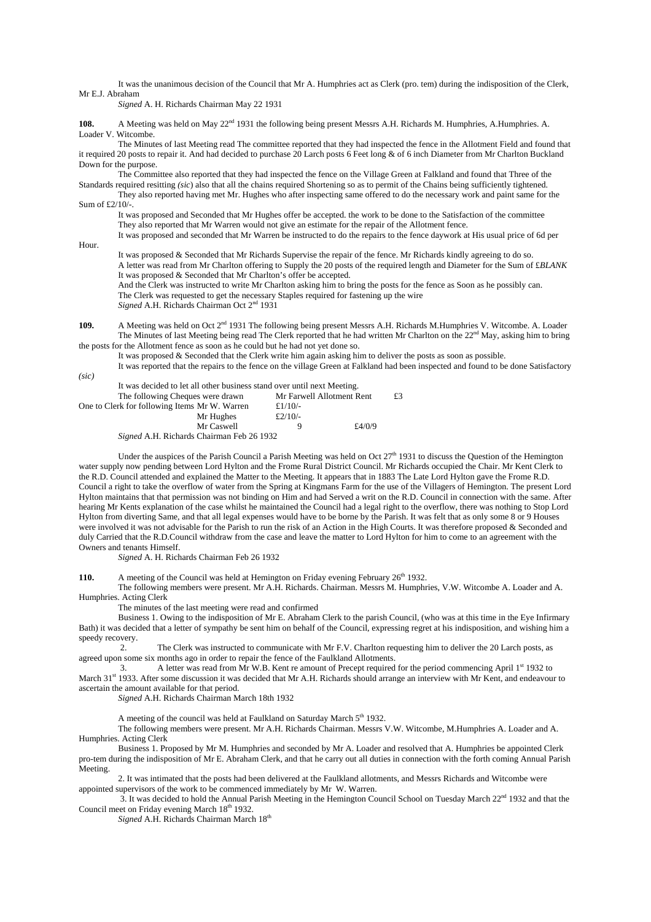It was the unanimous decision of the Council that Mr A. Humphries act as Clerk (pro. tem) during the indisposition of the Clerk, Mr E.J. Abraham

*Signed* A. H. Richards Chairman May 22 1931

**108.** A Meeting was held on May 22nd 1931 the following being present Messrs A.H. Richards M. Humphries, A.Humphries. A. Loader V. Witcombe.

The Minutes of last Meeting read The committee reported that they had inspected the fence in the Allotment Field and found that it required 20 posts to repair it. And had decided to purchase 20 Larch posts 6 Feet long & of 6 inch Diameter from Mr Charlton Buckland Down for the purpose.

The Committee also reported that they had inspected the fence on the Village Green at Falkland and found that Three of the Standards required resitting *(sic)* also that all the chains required Shortening so as to permit of the Chains being sufficiently tightened.

They also reported having met Mr. Hughes who after inspecting same offered to do the necessary work and paint same for the Sum of £2/10/-.

It was proposed and Seconded that Mr Hughes offer be accepted. the work to be done to the Satisfaction of the committee

They also reported that Mr Warren would not give an estimate for the repair of the Allotment fence.

It was proposed and seconded that Mr Warren be instructed to do the repairs to the fence daywork at His usual price of 6d per Hour.

It was proposed & Seconded that Mr Richards Supervise the repair of the fence. Mr Richards kindly agreeing to do so.

A letter was read from Mr Charlton offering to Supply the 20 posts of the required length and Diameter for the Sum of £*BLANK*

It was proposed & Seconded that Mr Charlton's offer be accepted.

And the Clerk was instructed to write Mr Charlton asking him to bring the posts for the fence as Soon as he possibly can.

The Clerk was requested to get the necessary Staples required for fastening up the wire

*Signed* A.H. Richards Chairman Oct 2nd 1931

**109.** A Meeting was held on Oct 2nd 1931 The following being present Messrs A.H. Richards M.Humphries V. Witcombe. A. Loader

The Minutes of last Meeting being read The Clerk reported that he had written Mr Charlton on the 22nd May, asking him to bring the posts for the Allotment fence as soon as he could but he had not yet done so.

It was proposed & Seconded that the Clerk write him again asking him to deliver the posts as soon as possible.

It was reported that the repairs to the fence on the village Green at Falkland had been inspected and found to be done Satisfactory *(sic)*

It was decided to let all other business stand over until next Meeting.

| The following Cheques were drawn | Mr Farwell Allotment Rent | | £3 |
|---|---|---|---|
| One to Clerk for following Items Mr W. Warren | £1/10/- | | |
| Mr Hughes | £2/10/- | | |
| Mr Caswell | 9 | £4/0/9 | |

*Signed* A.H. Richards Chairman Feb 26 1932

Under the auspices of the Parish Council a Parish Meeting was held on Oct 27th 1931 to discuss the Question of the Hemington water supply now pending between Lord Hylton and the Frome Rural District Council. Mr Richards occupied the Chair. Mr Kent Clerk to the R.D. Council attended and explained the Matter to the Meeting. It appears that in 1883 The Late Lord Hylton gave the Frome R.D. Council a right to take the overflow of water from the Spring at Kingmans Farm for the use of the Villagers of Hemington. The present Lord Hylton maintains that that permission was not binding on Him and had Served a writ on the R.D. Council in connection with the same. After hearing Mr Kents explanation of the case whilst he maintained the Council had a legal right to the overflow, there was nothing to Stop Lord Hylton from diverting Same, and that all legal expenses would have to be borne by the Parish. It was felt that as only some 8 or 9 Houses were involved it was not advisable for the Parish to run the risk of an Action in the High Courts. It was therefore proposed & Seconded and duly Carried that the R.D.Council withdraw from the case and leave the matter to Lord Hylton for him to come to an agreement with the Owners and tenants Himself.

*Signed* A. H. Richards Chairman Feb 26 1932

**110.** A meeting of the Council was held at Hemington on Friday evening February 26th 1932.

The following members were present. Mr A.H. Richards. Chairman. Messrs M. Humphries, V.W. Witcombe A. Loader and A. Humphries. Acting Clerk

The minutes of the last meeting were read and confirmed

Business 1. Owing to the indisposition of Mr E. Abraham Clerk to the parish Council, (who was at this time in the Eye Infirmary Bath) it was decided that a letter of sympathy be sent him on behalf of the Council, expressing regret at his indisposition, and wishing him a speedy recovery.

2. The Clerk was instructed to communicate with Mr F.V. Charlton requesting him to deliver the 20 Larch posts, as agreed upon some six months ago in order to repair the fence of the Faulkland Allotments.

3. A letter was read from Mr W.B. Kent re amount of Precept required for the period commencing April 1st 1932 to March 31st 1933. After some discussion it was decided that Mr A.H. Richards should arrange an interview with Mr Kent, and endeavour to ascertain the amount available for that period.

*Signed* A.H. Richards Chairman March 18th 1932

A meeting of the council was held at Faulkland on Saturday March 5th 1932.

The following members were present. Mr A.H. Richards Chairman. Messrs V.W. Witcombe, M.Humphries A. Loader and A. Humphries. Acting Clerk

Business 1. Proposed by Mr M. Humphries and seconded by Mr A. Loader and resolved that A. Humphries be appointed Clerk pro-tem during the indisposition of Mr E. Abraham Clerk, and that he carry out all duties in connection with the forth coming Annual Parish Meeting.

2. It was intimated that the posts had been delivered at the Faulkland allotments, and Messrs Richards and Witcombe were appointed supervisors of the work to be commenced immediately by Mr W. Warren.

3. It was decided to hold the Annual Parish Meeting in the Hemington Council School on Tuesday March 22nd 1932 and that the Council meet on Friday evening March 18th 1932.

*Signed* A.H. Richards Chairman March 18th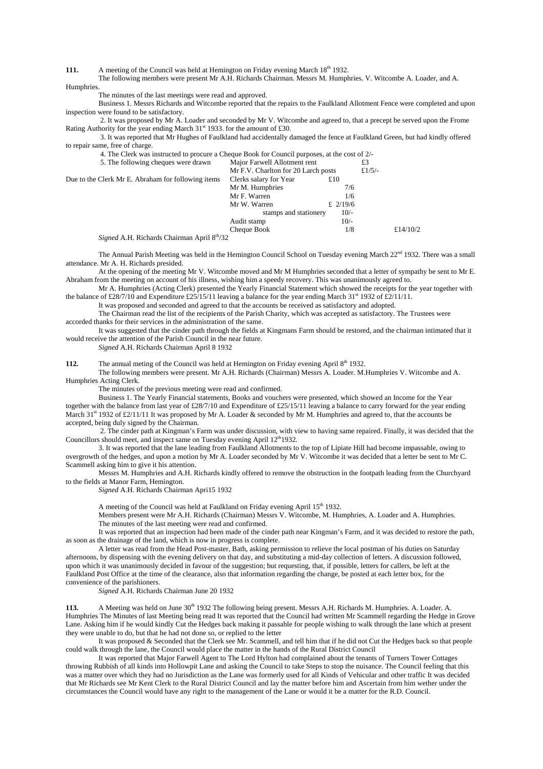**111.** A meeting of the Council was held at Hemington on Friday evening March 18th 1932.

The following members were present Mr A.H. Richards Chairman. Messrs M. Humphries. V. Witcombe A. Loader, and A. Humphries.

The minutes of the last meetings were read and approved.

Business 1. Messrs Richards and Witcombe reported that the repairs to the Faulkland Allotment Fence were completed and upon inspection were found to be satisfactory.

2. It was proposed by Mr A. Loader and seconded by Mr V. Witcombe and agreed to, that a precept be served upon the Frome Rating Authority for the year ending March 31st 1933. for the amount of £30.

3. It was reported that Mr Hughes of Faulkland had accidentally damaged the fence at Faulkland Green, but had kindly offered to repair same, free of charge.

4. The Clerk was instructed to procure a Cheque Book for Council purposes, at the cost of 2/-

| | | | | |
|---|---|---|---|---|
| 5. The following cheques were drawn | Major Farwell Allotment rent | | £3 | |
| | Mr F.V. Charlton for 20 Larch posts | | £1/5/- | |
| Due to the Clerk Mr E. Abraham for following items | Clerks salary for Year | £10 | | |
| | Mr M. Humphries | 7/6 | | |
| | Mr F. Warren | 1/6 | | |
| | Mr W. Warren | £ 2/19/6 | | |
| | stamps and stationery | 10/- | | |
| | Audit stamp | 10/- | | |
| | Cheque Book | 1/8 | | £14/10/2 |

*Signed* A.H. Richards Chairman April 8th/32

The Annual Parish Meeting was held in the Hemington Council School on Tuesday evening March 22nd 1932. There was a small attendance. Mr A. H. Richards presided.

At the opening of the meeting Mr V. Witcombe moved and Mr M Humphries seconded that a letter of sympathy be sent to Mr E. Abraham from the meeting on account of his illness, wishing him a speedy recovery. This was unanimously agreed to.

Mr A. Humphries (Acting Clerk) presented the Yearly Financial Statement which showed the receipts for the year together with the balance of £28/7/10 and Expenditure £25/15/11 leaving a balance for the year ending March 31st 1932 of £2/11/11.

It was proposed and seconded and agreed to that the accounts be received as satisfactory and adopted.

The Chairman read the list of the recipients of the Parish Charity, which was accepted as satisfactory. The Trustees were accorded thanks for their services in the administration of the same.

It was suggested that the cinder path through the fields at Kingmans Farm should be restored, and the chairman intimated that it would receive the attention of the Parish Council in the near future.

*Signed* A.H. Richards Chairman April 8 1932

**112.** The annual meting of the Council was held at Hemington on Friday evening April 8th 1932.

The following members were present. Mr A.H. Richards (Chairman) Messrs A. Loader. M.Humphries V. Witcombe and A. Humphries Acting Clerk.

The minutes of the previous meeting were read and confirmed.

Business 1. The Yearly Financial statements, Books and vouchers were presented, which showed an Income for the Year together with the balance from last year of £28/7/10 and Expenditure of £25/15/11 leaving a balance to carry forward for the year ending March 31st 1932 of £2/11/11 It was proposed by Mr A. Loader & seconded by Mr M. Humphries and agreed to, that the accounts be accepted, being duly signed by the Chairman.

2. The cinder path at Kingman's Farm was under discussion, with view to having same repaired. Finally, it was decided that the Councillors should meet, and inspect same on Tuesday evening April 12th1932.

3. It was reported that the lane leading from Faulkland Allotments to the top of Lipiate Hill had become impassable, owing to overgrowth of the hedges, and upon a motion by Mr A. Loader seconded by Mr V. Witcombe it was decided that a letter be sent to Mr C. Scammell asking him to give it his attention.

Messrs M. Humphries and A.H. Richards kindly offered to remove the obstruction in the footpath leading from the Churchyard to the fields at Manor Farm, Hemington.

*Signed* A.H. Richards Chairman Apri15 1932

A meeting of the Council was held at Faulkland on Friday evening April 15th 1932.

Members present were Mr A.H. Richards (Chairman) Messrs V. Witcombe, M. Humphries, A. Loader and A. Humphries.

The minutes of the last meeting were read and confirmed.

It was reported that an inspection had been made of the cinder path near Kingman's Farm, and it was decided to restore the path, as soon as the drainage of the land, which is now in progress is complete.

A letter was read from the Head Post-master, Bath, asking permission to relieve the local postman of his duties on Saturday afternoons, by dispensing with the evening delivery on that day, and substituting a mid-day collection of letters. A discussion followed, upon which it was unanimously decided in favour of the suggestion; but requesting, that, if possible, letters for callers, be left at the Faulkland Post Office at the time of the clearance, also that information regarding the change, be posted at each letter box, for the convenience of the parishioners.

*Signed* A.H. Richards Chairman June 20 1932

**113.** A Meeting was held on June 30th 1932 The following being present. Messrs A.H. Richards M. Humphries. A. Loader. A. Humphries The Minutes of last Meeting being read It was reported that the Council had written Mr Scammell regarding the Hedge in Grove Lane. Asking him if he would kindly Cut the Hedges back making it passable for people wishing to walk through the lane which at present they were unable to do, but that he had not done so, or replied to the letter

It was proposed & Seconded that the Clerk see Mr. Scammell, and tell him that if he did not Cut the Hedges back so that people could walk through the lane, the Council would place the matter in the hands of the Rural District Council

It was reported that Major Farwell Agent to The Lord Hylton had complained about the tenants of Turners Tower Cottages throwing Rubbish of all kinds into Hollowpit Lane and asking the Council to take Steps to stop the nuisance. The Council feeling that this was a matter over which they had no Jurisdiction as the Lane was formerly used for all Kinds of Vehicular and other traffic It was decided that Mr Richards see Mr Kent Clerk to the Rural District Council and lay the matter before him and Ascertain from him wether under the circumstances the Council would have any right to the management of the Lane or would it be a matter for the R.D. Council.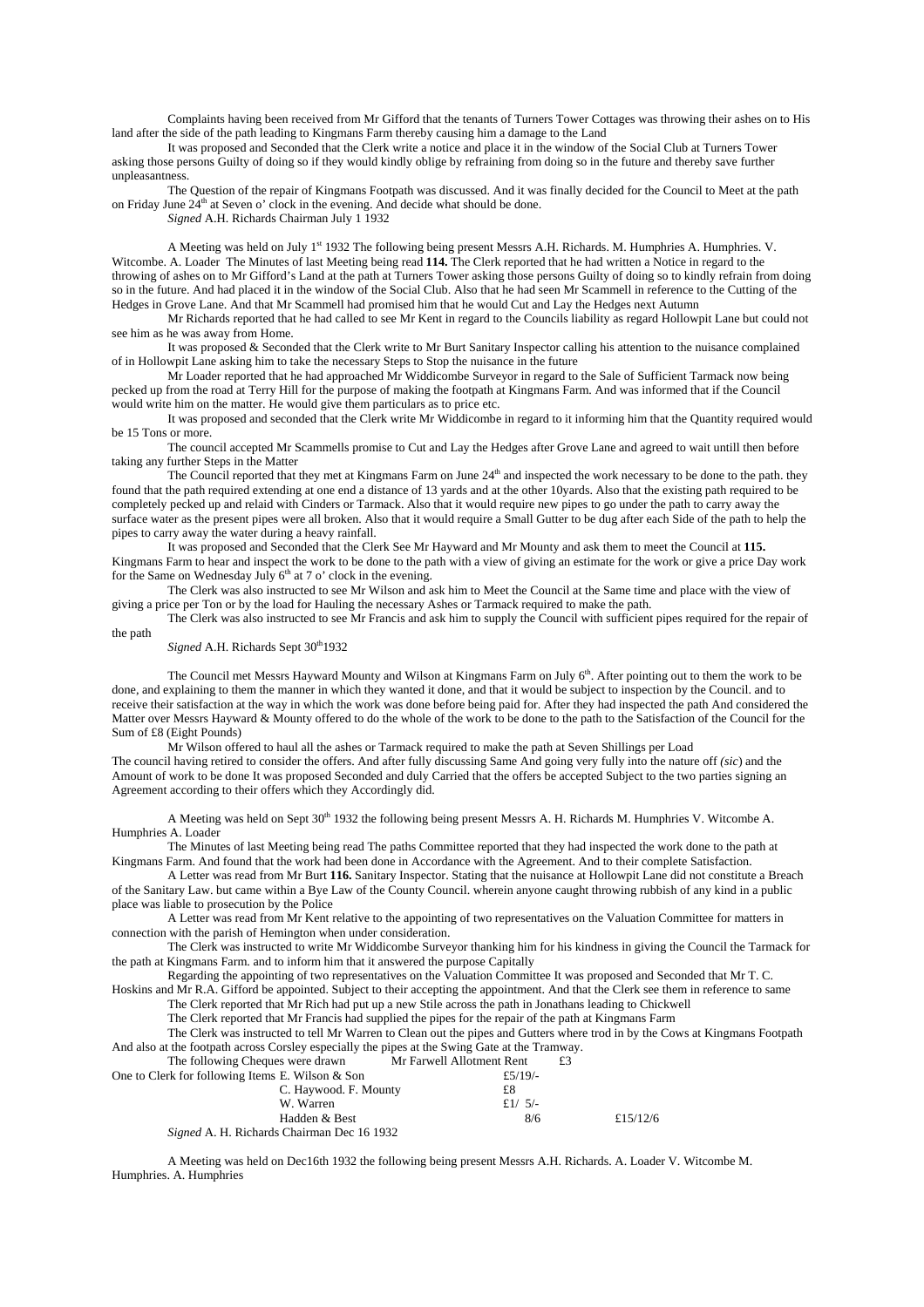Complaints having been received from Mr Gifford that the tenants of Turners Tower Cottages was throwing their ashes on to His land after the side of the path leading to Kingmans Farm thereby causing him a damage to the Land

It was proposed and Seconded that the Clerk write a notice and place it in the window of the Social Club at Turners Tower asking those persons Guilty of doing so if they would kindly oblige by refraining from doing so in the future and thereby save further unpleasantness.

The Question of the repair of Kingmans Footpath was discussed. And it was finally decided for the Council to Meet at the path on Friday June 24th at Seven o' clock in the evening. And decide what should be done.

*Signed* A.H. Richards Chairman July 1 1932

A Meeting was held on July 1st 1932 The following being present Messrs A.H. Richards. M. Humphries A. Humphries. V. Witcombe. A. Loader The Minutes of last Meeting being read **114.** The Clerk reported that he had written a Notice in regard to the throwing of ashes on to Mr Gifford's Land at the path at Turners Tower asking those persons Guilty of doing so to kindly refrain from doing so in the future. And had placed it in the window of the Social Club. Also that he had seen Mr Scammell in reference to the Cutting of the Hedges in Grove Lane. And that Mr Scammell had promised him that he would Cut and Lay the Hedges next Autumn

Mr Richards reported that he had called to see Mr Kent in regard to the Councils liability as regard Hollowpit Lane but could not see him as he was away from Home.

It was proposed & Seconded that the Clerk write to Mr Burt Sanitary Inspector calling his attention to the nuisance complained of in Hollowpit Lane asking him to take the necessary Steps to Stop the nuisance in the future

Mr Loader reported that he had approached Mr Widdicombe Surveyor in regard to the Sale of Sufficient Tarmack now being pecked up from the road at Terry Hill for the purpose of making the footpath at Kingmans Farm. And was informed that if the Council would write him on the matter. He would give them particulars as to price etc.

It was proposed and seconded that the Clerk write Mr Widdicombe in regard to it informing him that the Quantity required would be 15 Tons or more.

The council accepted Mr Scammells promise to Cut and Lay the Hedges after Grove Lane and agreed to wait untill then before taking any further Steps in the Matter

The Council reported that they met at Kingmans Farm on June 24th and inspected the work necessary to be done to the path. they found that the path required extending at one end a distance of 13 yards and at the other 10yards. Also that the existing path required to be completely pecked up and relaid with Cinders or Tarmack. Also that it would require new pipes to go under the path to carry away the surface water as the present pipes were all broken. Also that it would require a Small Gutter to be dug after each Side of the path to help the pipes to carry away the water during a heavy rainfall.

It was proposed and Seconded that the Clerk See Mr Hayward and Mr Mounty and ask them to meet the Council at **115.** Kingmans Farm to hear and inspect the work to be done to the path with a view of giving an estimate for the work or give a price Day work for the Same on Wednesday July 6th at 7 o' clock in the evening.

The Clerk was also instructed to see Mr Wilson and ask him to Meet the Council at the Same time and place with the view of giving a price per Ton or by the load for Hauling the necessary Ashes or Tarmack required to make the path.

The Clerk was also instructed to see Mr Francis and ask him to supply the Council with sufficient pipes required for the repair of the path

*Signed* A.H. Richards Sept 30th1932

The Council met Messrs Hayward Mounty and Wilson at Kingmans Farm on July 6th. After pointing out to them the work to be done, and explaining to them the manner in which they wanted it done, and that it would be subject to inspection by the Council. and to receive their satisfaction at the way in which the work was done before being paid for. After they had inspected the path And considered the Matter over Messrs Hayward & Mounty offered to do the whole of the work to be done to the path to the Satisfaction of the Council for the Sum of £8 (Eight Pounds)

Mr Wilson offered to haul all the ashes or Tarmack required to make the path at Seven Shillings per Load

The council having retired to consider the offers. And after fully discussing Same And going very fully into the nature off *(sic)* and the Amount of work to be done It was proposed Seconded and duly Carried that the offers be accepted Subject to the two parties signing an Agreement according to their offers which they Accordingly did.

A Meeting was held on Sept 30th 1932 the following being present Messrs A. H. Richards M. Humphries V. Witcombe A. Humphries A. Loader

The Minutes of last Meeting being read The paths Committee reported that they had inspected the work done to the path at Kingmans Farm. And found that the work had been done in Accordance with the Agreement. And to their complete Satisfaction.

A Letter was read from Mr Burt **116.** Sanitary Inspector. Stating that the nuisance at Hollowpit Lane did not constitute a Breach of the Sanitary Law. but came within a Bye Law of the County Council. wherein anyone caught throwing rubbish of any kind in a public place was liable to prosecution by the Police

A Letter was read from Mr Kent relative to the appointing of two representatives on the Valuation Committee for matters in connection with the parish of Hemington when under consideration.

The Clerk was instructed to write Mr Widdicombe Surveyor thanking him for his kindness in giving the Council the Tarmack for the path at Kingmans Farm. and to inform him that it answered the purpose Capitally

Regarding the appointing of two representatives on the Valuation Committee It was proposed and Seconded that Mr T. C. Hoskins and Mr R.A. Gifford be appointed. Subject to their accepting the appointment. And that the Clerk see them in reference to same

The Clerk reported that Mr Rich had put up a new Stile across the path in Jonathans leading to Chickwell

The Clerk reported that Mr Francis had supplied the pipes for the repair of the path at Kingmans Farm

The Clerk was instructed to tell Mr Warren to Clean out the pipes and Gutters where trod in by the Cows at Kingmans Footpath And also at the footpath across Corsley especially the pipes at the Swing Gate at the Tramway.

| The following Cheques were drawn | Mr Farwell Allotment Rent | £3 | |
|---|---|---|---|
| One to Clerk for following Items | E. Wilson & Son | £5/19/- | |
| | C. Haywood. F. Mounty | £8 | |
| | W. Warren | £1/ 5/- | |
| | Hadden & Best | 8/6 | £15/12/6 |

*Signed* A. H. Richards Chairman Dec 16 1932

A Meeting was held on Dec16th 1932 the following being present Messrs A.H. Richards. A. Loader V. Witcombe M. Humphries. A. Humphries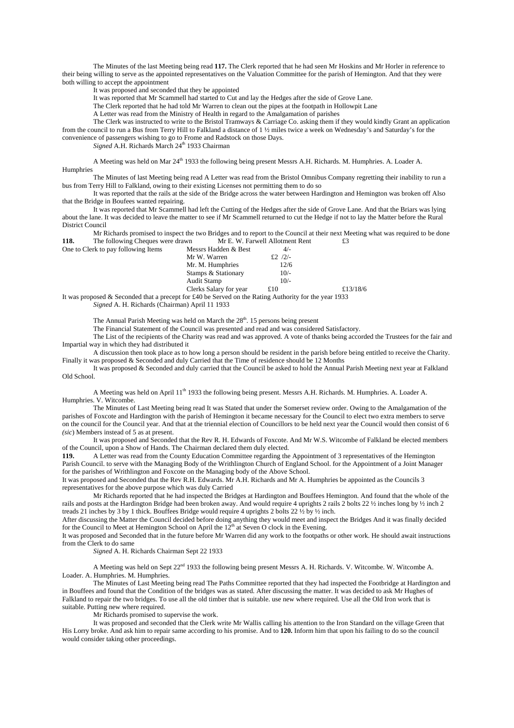The Minutes of the last Meeting being read **117.** The Clerk reported that he had seen Mr Hoskins and Mr Horler in reference to their being willing to serve as the appointed representatives on the Valuation Committee for the parish of Hemington. And that they were both willing to accept the appointment

It was proposed and seconded that they be appointed

It was reported that Mr Scammell had started to Cut and lay the Hedges after the side of Grove Lane.

The Clerk reported that he had told Mr Warren to clean out the pipes at the footpath in Hollowpit Lane

A Letter was read from the Ministry of Health in regard to the Amalgamation of parishes

The Clerk was instructed to write to the Bristol Tramways & Carriage Co. asking them if they would kindly Grant an application from the council to run a Bus from Terry Hill to Falkland a distance of 1 ½ miles twice a week on Wednesday's and Saturday's for the convenience of passengers wishing to go to Frome and Radstock on those Days.

*Signed* A.H. Richards March 24th 1933 Chairman

A Meeting was held on Mar 24th 1933 the following being present Messrs A.H. Richards. M. Humphries. A. Loader A. Humphries

The Minutes of last Meeting being read A Letter was read from the Bristol Omnibus Company regretting their inability to run a bus from Terry Hill to Falkland, owing to their existing Licenses not permitting them to do so

It was reported that the rails at the side of the Bridge across the water between Hardington and Hemington was broken off Also that the Bridge in Boufees wanted repairing.

It was reported that Mr Scammell had left the Cutting of the Hedges after the side of Grove Lane. And that the Briars was lying about the lane. It was decided to leave the matter to see if Mr Scammell returned to cut the Hedge if not to lay the Matter before the Rural District Council

Mr Richards promised to inspect the two Bridges and to report to the Council at their next Meeting what was required to be done

**118.** The following Cheques were drawn Mr E. W. Farwell Allotment Rent £3

| One to Clerk to pay following Items | Messrs Hadden & Best | 4/- | |
|---|---|---|---|
| | Mr W. Warren | £2 /2/- | |
| | Mr. M. Humphries | 12/6 | |
| | Stamps & Stationary | 10/- | |
| | Audit Stamp | 10/- | |
| | Clerks Salary for year | £10 | £13/18/6 |

It was proposed & Seconded that a precept for £40 be Served on the Rating Authority for the year 1933

*Signed* A. H. Richards (Chairman) April 11 1933

The Annual Parish Meeting was held on March the 28th. 15 persons being present

The Financial Statement of the Council was presented and read and was considered Satisfactory.

The List of the recipients of the Charity was read and was approved. A vote of thanks being accorded the Trustees for the fair and Impartial way in which they had distributed it

A discussion then took place as to how long a person should be resident in the parish before being entitled to receive the Charity. Finally it was proposed & Seconded and duly Carried that the Time of residence should be 12 Months

It was proposed & Seconded and duly carried that the Council be asked to hold the Annual Parish Meeting next year at Falkland Old School.

A Meeting was held on April 11th 1933 the following being present. Messrs A.H. Richards. M. Humphries. A. Loader A. Humphries. V. Witcombe.

The Minutes of Last Meeting being read It was Stated that under the Somerset review order. Owing to the Amalgamation of the parishes of Foxcote and Hardington with the parish of Hemington it became necessary for the Council to elect two extra members to serve on the council for the Council year. And that at the triennial election of Councillors to be held next year the Council would then consist of 6 *(sic)* Members instead of 5 as at present.

It was proposed and Seconded that the Rev R. H. Edwards of Foxcote. And Mr W.S. Witcombe of Falkland be elected members of the Council, upon a Show of Hands. The Chairman declared them duly elected.

**119.** A Letter was read from the County Education Committee regarding the Appointment of 3 representatives of the Hemington Parish Council. to serve with the Managing Body of the Writhlington Church of England School. for the Appointment of a Joint Manager for the parishes of Writhlington and Foxcote on the Managing body of the Above School.

It was proposed and Seconded that the Rev R.H. Edwards. Mr A.H. Richards and Mr A. Humphries be appointed as the Councils 3 representatives for the above purpose which was duly Carried

Mr Richards reported that he had inspected the Bridges at Hardington and Bouffees Hemington. And found that the whole of the rails and posts at the Hardington Bridge had been broken away. And would require 4 uprights 2 rails 2 bolts 22 ½ inches long by ½ inch 2 treads 21 inches by 3 by 1 thick. Bouffees Bridge would require 4 uprights 2 bolts 22 ½ by ½ inch.

After discussing the Matter the Council decided before doing anything they would meet and inspect the Bridges And it was finally decided for the Council to Meet at Hemington School on April the 12th at Seven O clock in the Evening.

It was proposed and Seconded that in the future before Mr Warren did any work to the footpaths or other work. He should await instructions from the Clerk to do same

*Signed* A. H. Richards Chairman Sept 22 1933

A Meeting was held on Sept 22nd 1933 the following being present Messrs A. H. Richards. V. Witcombe. W. Witcombe A. Loader. A. Humphries. M. Humphries.

The Minutes of Last Meeting being read The Paths Committee reported that they had inspected the Footbridge at Hardington and in Bouffees and found that the Condition of the bridges was as stated. After discussing the matter. It was decided to ask Mr Hughes of Falkland to repair the two bridges. To use all the old timber that is suitable. use new where required. Use all the Old Iron work that is suitable. Putting new where required.

Mr Richards promised to supervise the work.

It was proposed and seconded that the Clerk write Mr Wallis calling his attention to the Iron Standard on the village Green that His Lorry broke. And ask him to repair same according to his promise. And to **120.** Inform him that upon his failing to do so the council would consider taking other proceedings.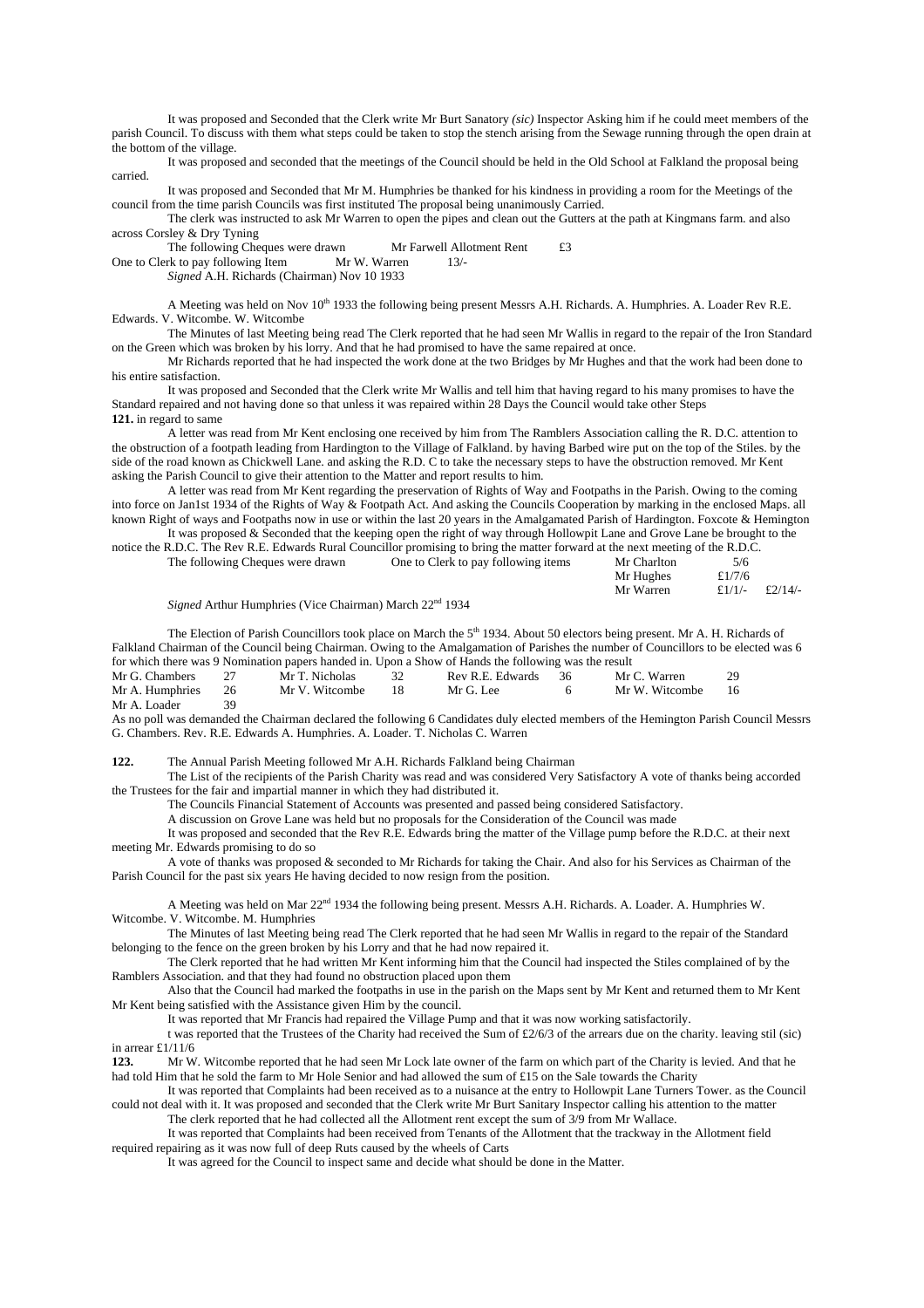It was proposed and Seconded that the Clerk write Mr Burt Sanatory *(sic)* Inspector Asking him if he could meet members of the parish Council. To discuss with them what steps could be taken to stop the stench arising from the Sewage running through the open drain at the bottom of the village.

It was proposed and seconded that the meetings of the Council should be held in the Old School at Falkland the proposal being carried.

It was proposed and Seconded that Mr M. Humphries be thanked for his kindness in providing a room for the Meetings of the council from the time parish Councils was first instituted The proposal being unanimously Carried.

The clerk was instructed to ask Mr Warren to open the pipes and clean out the Gutters at the path at Kingmans farm. and also across Corsley & Dry Tyning

The following Cheques were drawn Mr Farwell Allotment Rent £3

One to Clerk to pay following Item Mr W. Warren 13/-

*Signed* A.H. Richards (Chairman) Nov 10 1933

A Meeting was held on Nov 10th 1933 the following being present Messrs A.H. Richards. A. Humphries. A. Loader Rev R.E. Edwards. V. Witcombe. W. Witcombe

The Minutes of last Meeting being read The Clerk reported that he had seen Mr Wallis in regard to the repair of the Iron Standard on the Green which was broken by his lorry. And that he had promised to have the same repaired at once.

Mr Richards reported that he had inspected the work done at the two Bridges by Mr Hughes and that the work had been done to his entire satisfaction.

It was proposed and Seconded that the Clerk write Mr Wallis and tell him that having regard to his many promises to have the Standard repaired and not having done so that unless it was repaired within 28 Days the Council would take other Steps

**121.** in regard to same

A letter was read from Mr Kent enclosing one received by him from The Ramblers Association calling the R. D.C. attention to the obstruction of a footpath leading from Hardington to the Village of Falkland. by having Barbed wire put on the top of the Stiles. by the side of the road known as Chickwell Lane. and asking the R.D. C to take the necessary steps to have the obstruction removed. Mr Kent asking the Parish Council to give their attention to the Matter and report results to him.

A letter was read from Mr Kent regarding the preservation of Rights of Way and Footpaths in the Parish. Owing to the coming into force on Jan1st 1934 of the Rights of Way & Footpath Act. And asking the Councils Cooperation by marking in the enclosed Maps. all known Right of ways and Footpaths now in use or within the last 20 years in the Amalgamated Parish of Hardington. Foxcote & Hemington

It was proposed & Seconded that the keeping open the right of way through Hollowpit Lane and Grove Lane be brought to the notice the R.D.C. The Rev R.E. Edwards Rural Councillor promising to bring the matter forward at the next meeting of the R.D.C.

The following Cheques were drawn One to Clerk to pay following items

| | | |
|---|---|---|
| Mr Charlton | 5/6 | |
| Mr Hughes | £1/7/6 | |
| Mr Warren | £1/1/- | £2/14/- |

*Signed* Arthur Humphries (Vice Chairman) March 22nd 1934

The Election of Parish Councillors took place on March the 5th 1934. About 50 electors being present. Mr A. H. Richards of Falkland Chairman of the Council being Chairman. Owing to the Amalgamation of Parishes the number of Councillors to be elected was 6 for which there was 9 Nomination papers handed in. Upon a Show of Hands the following was the result

| | | | | | | | |
|---|---|---|---|---|---|---|---|
| Mr G. Chambers | 27 | Mr T. Nicholas | 32 | Rev R.E. Edwards | 36 | Mr C. Warren | 29 |
| Mr A. Humphries | 26 | Mr V. Witcombe | 18 | Mr G. Lee | 6 | Mr W. Witcombe | 16 |
| Mr A. Loader | 39 | | | | | | |

As no poll was demanded the Chairman declared the following 6 Candidates duly elected members of the Hemington Parish Council Messrs G. Chambers. Rev. R.E. Edwards A. Humphries. A. Loader. T. Nicholas C. Warren

**122.** The Annual Parish Meeting followed Mr A.H. Richards Falkland being Chairman

The List of the recipients of the Parish Charity was read and was considered Very Satisfactory A vote of thanks being accorded the Trustees for the fair and impartial manner in which they had distributed it.

The Councils Financial Statement of Accounts was presented and passed being considered Satisfactory.

A discussion on Grove Lane was held but no proposals for the Consideration of the Council was made

It was proposed and seconded that the Rev R.E. Edwards bring the matter of the Village pump before the R.D.C. at their next meeting Mr. Edwards promising to do so

A vote of thanks was proposed & seconded to Mr Richards for taking the Chair. And also for his Services as Chairman of the Parish Council for the past six years He having decided to now resign from the position.

A Meeting was held on Mar 22nd 1934 the following being present. Messrs A.H. Richards. A. Loader. A. Humphries W. Witcombe. V. Witcombe. M. Humphries

The Minutes of last Meeting being read The Clerk reported that he had seen Mr Wallis in regard to the repair of the Standard belonging to the fence on the green broken by his Lorry and that he had now repaired it.

The Clerk reported that he had written Mr Kent informing him that the Council had inspected the Stiles complained of by the Ramblers Association. and that they had found no obstruction placed upon them

Also that the Council had marked the footpaths in use in the parish on the Maps sent by Mr Kent and returned them to Mr Kent Mr Kent being satisfied with the Assistance given Him by the council.

It was reported that Mr Francis had repaired the Village Pump and that it was now working satisfactorily.

t was reported that the Trustees of the Charity had received the Sum of £2/6/3 of the arrears due on the charity. leaving stil (sic) in arrear £1/11/6

**123.** Mr W. Witcombe reported that he had seen Mr Lock late owner of the farm on which part of the Charity is levied. And that he had told Him that he sold the farm to Mr Hole Senior and had allowed the sum of £15 on the Sale towards the Charity

It was reported that Complaints had been received as to a nuisance at the entry to Hollowpit Lane Turners Tower. as the Council could not deal with it. It was proposed and seconded that the Clerk write Mr Burt Sanitary Inspector calling his attention to the matter

The clerk reported that he had collected all the Allotment rent except the sum of 3/9 from Mr Wallace.

It was reported that Complaints had been received from Tenants of the Allotment that the trackway in the Allotment field required repairing as it was now full of deep Ruts caused by the wheels of Carts

It was agreed for the Council to inspect same and decide what should be done in the Matter.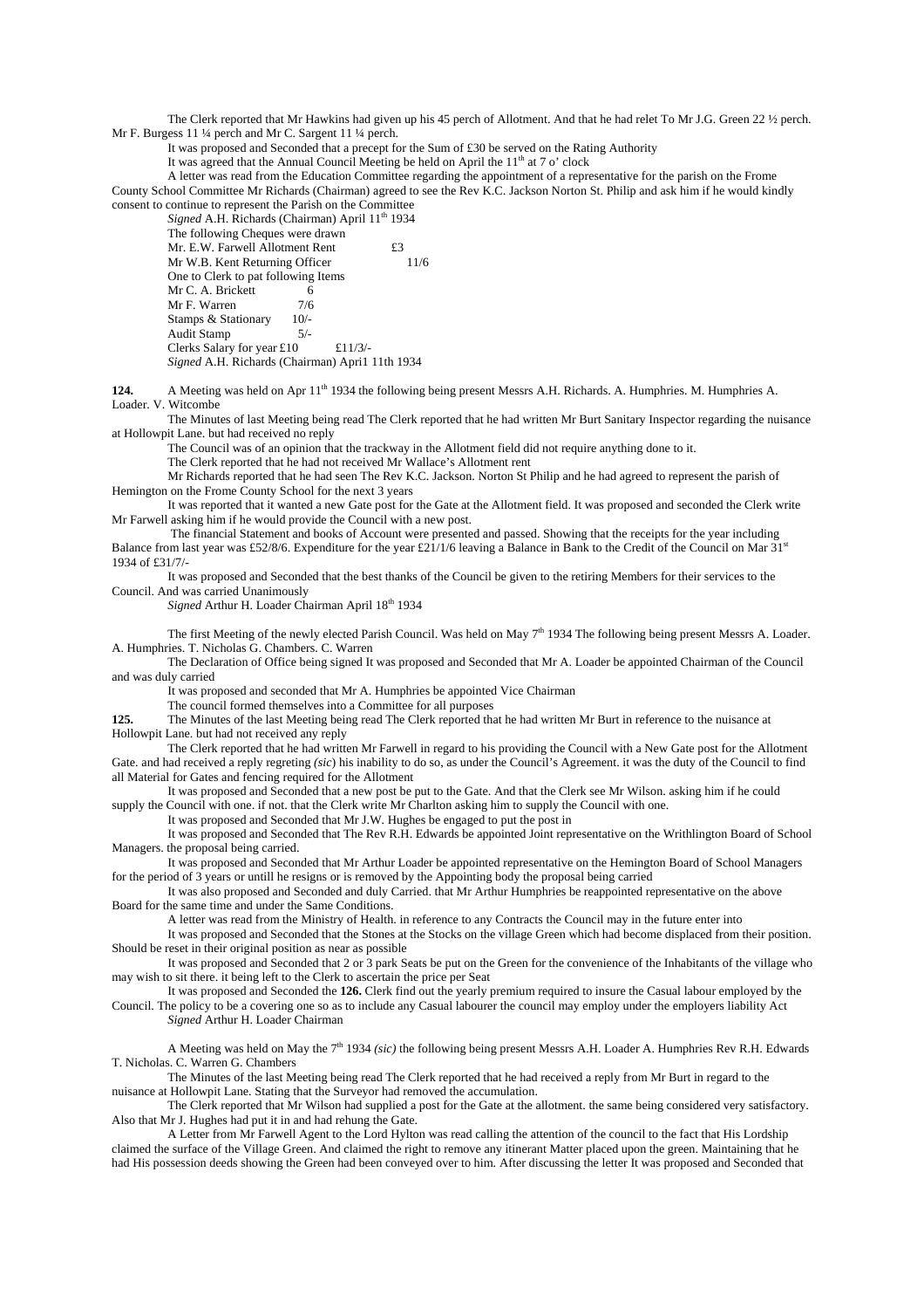The Clerk reported that Mr Hawkins had given up his 45 perch of Allotment. And that he had relet To Mr J.G. Green 22 ½ perch. Mr F. Burgess 11 ¼ perch and Mr C. Sargent 11 ¼ perch.

It was proposed and Seconded that a precept for the Sum of £30 be served on the Rating Authority

It was agreed that the Annual Council Meeting be held on April the 11th at 7 o' clock

A letter was read from the Education Committee regarding the appointment of a representative for the parish on the Frome County School Committee Mr Richards (Chairman) agreed to see the Rev K.C. Jackson Norton St. Philip and ask him if he would kindly consent to continue to represent the Parish on the Committee

*Signed* A.H. Richards (Chairman) April 11th 1934

The following Cheques were drawn

| | | |
|---|---|---|
| Mr. E.W. Farwell Allotment Rent | £3 | |
| Mr W.B. Kent Returning Officer | | 11/6 |
| One to Clerk to pat following Items | | |
| Mr C. A. Brickett | 6 | |
| Mr F. Warren | 7/6 | |
| Stamps & Stationary | 10/- | |
| Audit Stamp | 5/- | |
| Clerks Salary for year £10 | | £11/3/- |

*Signed* A.H. Richards (Chairman) Apri1 11th 1934

**124.** A Meeting was held on Apr 11th 1934 the following being present Messrs A.H. Richards. A. Humphries. M. Humphries A. Loader. V. Witcombe

The Minutes of last Meeting being read The Clerk reported that he had written Mr Burt Sanitary Inspector regarding the nuisance at Hollowpit Lane. but had received no reply

The Council was of an opinion that the trackway in the Allotment field did not require anything done to it.

The Clerk reported that he had not received Mr Wallace's Allotment rent

Mr Richards reported that he had seen The Rev K.C. Jackson. Norton St Philip and he had agreed to represent the parish of Hemington on the Frome County School for the next 3 years

It was reported that it wanted a new Gate post for the Gate at the Allotment field. It was proposed and seconded the Clerk write Mr Farwell asking him if he would provide the Council with a new post.

The financial Statement and books of Account were presented and passed. Showing that the receipts for the year including Balance from last year was £52/8/6. Expenditure for the year £21/1/6 leaving a Balance in Bank to the Credit of the Council on Mar 31st 1934 of £31/7/-

It was proposed and Seconded that the best thanks of the Council be given to the retiring Members for their services to the Council. And was carried Unanimously

*Signed* Arthur H. Loader Chairman April 18th 1934

The first Meeting of the newly elected Parish Council. Was held on May 7th 1934 The following being present Messrs A. Loader. A. Humphries. T. Nicholas G. Chambers. C. Warren

The Declaration of Office being signed It was proposed and Seconded that Mr A. Loader be appointed Chairman of the Council and was duly carried

It was proposed and seconded that Mr A. Humphries be appointed Vice Chairman

The council formed themselves into a Committee for all purposes

**125.** The Minutes of the last Meeting being read The Clerk reported that he had written Mr Burt in reference to the nuisance at Hollowpit Lane. but had not received any reply

The Clerk reported that he had written Mr Farwell in regard to his providing the Council with a New Gate post for the Allotment Gate. and had received a reply regreting *(sic)* his inability to do so, as under the Council's Agreement. it was the duty of the Council to find all Material for Gates and fencing required for the Allotment

It was proposed and Seconded that a new post be put to the Gate. And that the Clerk see Mr Wilson. asking him if he could supply the Council with one. if not. that the Clerk write Mr Charlton asking him to supply the Council with one.

It was proposed and Seconded that Mr J.W. Hughes be engaged to put the post in

It was proposed and Seconded that The Rev R.H. Edwards be appointed Joint representative on the Writhlington Board of School Managers. the proposal being carried.

It was proposed and Seconded that Mr Arthur Loader be appointed representative on the Hemington Board of School Managers for the period of 3 years or untill he resigns or is removed by the Appointing body the proposal being carried

It was also proposed and Seconded and duly Carried. that Mr Arthur Humphries be reappointed representative on the above Board for the same time and under the Same Conditions.

A letter was read from the Ministry of Health. in reference to any Contracts the Council may in the future enter into

It was proposed and Seconded that the Stones at the Stocks on the village Green which had become displaced from their position. Should be reset in their original position as near as possible

It was proposed and Seconded that 2 or 3 park Seats be put on the Green for the convenience of the Inhabitants of the village who may wish to sit there. it being left to the Clerk to ascertain the price per Seat

It was proposed and Seconded the **126.** Clerk find out the yearly premium required to insure the Casual labour employed by the Council. The policy to be a covering one so as to include any Casual labourer the council may employ under the employers liability Act

*Signed* Arthur H. Loader Chairman

A Meeting was held on May the 7th 1934 *(sic)* the following being present Messrs A.H. Loader A. Humphries Rev R.H. Edwards T. Nicholas. C. Warren G. Chambers

The Minutes of the last Meeting being read The Clerk reported that he had received a reply from Mr Burt in regard to the nuisance at Hollowpit Lane. Stating that the Surveyor had removed the accumulation.

The Clerk reported that Mr Wilson had supplied a post for the Gate at the allotment. the same being considered very satisfactory. Also that Mr J. Hughes had put it in and had rehung the Gate.

A Letter from Mr Farwell Agent to the Lord Hylton was read calling the attention of the council to the fact that His Lordship claimed the surface of the Village Green. And claimed the right to remove any itinerant Matter placed upon the green. Maintaining that he had His possession deeds showing the Green had been conveyed over to him. After discussing the letter It was proposed and Seconded that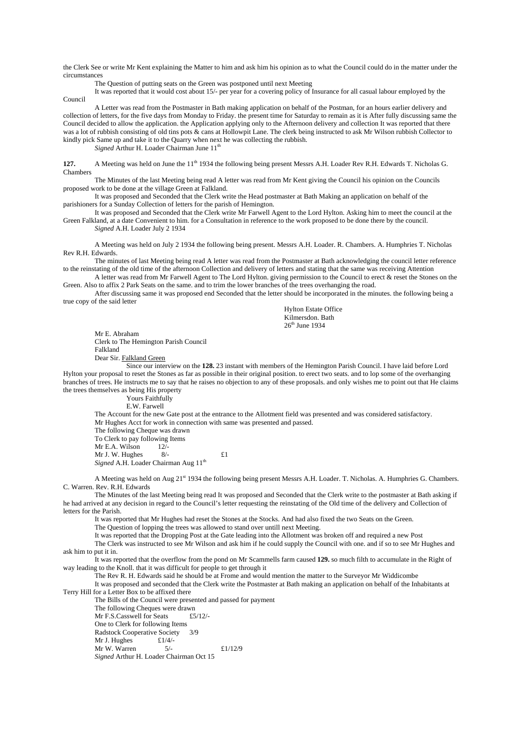the Clerk See or write Mr Kent explaining the Matter to him and ask him his opinion as to what the Council could do in the matter under the circumstances

The Question of putting seats on the Green was postponed until next Meeting

It was reported that it would cost about 15/- per year for a covering policy of Insurance for all casual labour employed by the Council

A Letter was read from the Postmaster in Bath making application on behalf of the Postman, for an hours earlier delivery and collection of letters, for the five days from Monday to Friday. the present time for Saturday to remain as it is After fully discussing same the Council decided to allow the application. the Application applying only to the Afternoon delivery and collection It was reported that there was a lot of rubbish consisting of old tins pots & cans at Hollowpit Lane. The clerk being instructed to ask Mr Wilson rubbish Collector to kindly pick Same up and take it to the Quarry when next he was collecting the rubbish.

*Signed* Arthur H. Loader Chairman June 11th

**127.** A Meeting was held on June the 11th 1934 the following being present Messrs A.H. Loader Rev R.H. Edwards T. Nicholas G. Chambers

The Minutes of the last Meeting being read A letter was read from Mr Kent giving the Council his opinion on the Councils proposed work to be done at the village Green at Falkland.

It was proposed and Seconded that the Clerk write the Head postmaster at Bath Making an application on behalf of the parishioners for a Sunday Collection of letters for the parish of Hemington.

It was proposed and Seconded that the Clerk write Mr Farwell Agent to the Lord Hylton. Asking him to meet the council at the Green Falkland, at a date Convenient to him. for a Consultation in reference to the work proposed to be done there by the council.

*Signed* A.H. Loader July 2 1934

A Meeting was held on July 2 1934 the following being present. Messrs A.H. Loader. R. Chambers. A. Humphries T. Nicholas Rev R.H. Edwards.

The minutes of last Meeting being read A letter was read from the Postmaster at Bath acknowledging the council letter reference to the reinstating of the old time of the afternoon Collection and delivery of letters and stating that the same was receiving Attention

A letter was read from Mr Farwell Agent to The Lord Hylton. giving permission to the Council to erect & reset the Stones on the Green. Also to affix 2 Park Seats on the same. and to trim the lower branches of the trees overhanging the road.

After discussing same it was proposed end Seconded that the letter should be incorporated in the minutes. the following being a true copy of the said letter

Hylton Estate Office
Kilmersdon. Bath
26th June 1934

Mr E. Abraham
Clerk to The Hemington Parish Council
Falkland
Dear Sir. Falkland Green

Since our interview on the **128.** 23 instant with members of the Hemington Parish Council. I have laid before Lord Hylton your proposal to reset the Stones as far as possible in their original position. to erect two seats. and to lop some of the overhanging branches of trees. He instructs me to say that he raises no objection to any of these proposals. and only wishes me to point out that He claims the trees themselves as being His property

Yours Faithfully
E.W. Farwell

The Account for the new Gate post at the entrance to the Allotment field was presented and was considered satisfactory.

Mr Hughes Acct for work in connection with same was presented and passed.

The following Cheque was drawn

To Clerk to pay following Items

Mr E.A. Wilson 12/-
Mr J. W. Hughes 8/- £1

*Signed* A.H. Loader Chairman Aug 11th

A Meeting was held on Aug 21st 1934 the following being present Messrs A.H. Loader. T. Nicholas. A. Humphries G. Chambers. C. Warren. Rev. R.H. Edwards

The Minutes of the last Meeting being read It was proposed and Seconded that the Clerk write to the postmaster at Bath asking if he had arrived at any decision in regard to the Council's letter requesting the reinstating of the Old time of the delivery and Collection of letters for the Parish.

It was reported that Mr Hughes had reset the Stones at the Stocks. And had also fixed the two Seats on the Green.

The Question of lopping the trees was allowed to stand over untill next Meeting.

It was reported that the Dropping Post at the Gate leading into the Allotment was broken off and required a new Post

The Clerk was instructed to see Mr Wilson and ask him if he could supply the Council with one. and if so to see Mr Hughes and ask him to put it in.

It was reported that the overflow from the pond on Mr Scammells farm caused **129.** so much filth to accumulate in the Right of way leading to the Knoll. that it was difficult for people to get through it

The Rev R. H. Edwards said he should be at Frome and would mention the matter to the Surveyor Mr Widdicombe

It was proposed and seconded that the Clerk write the Postmaster at Bath making an application on behalf of the Inhabitants at Terry Hill for a Letter Box to be affixed there

The Bills of the Council were presented and passed for payment

The following Cheques were drawn

Mr F.S.Casswell for Seats £5/12/-

One to Clerk for following Items

Radstock Cooperative Society 3/9
Mr J. Hughes £1/4/-
Mr W. Warren 5/- £1/12/9

*Signed* Arthur H. Loader Chairman Oct 15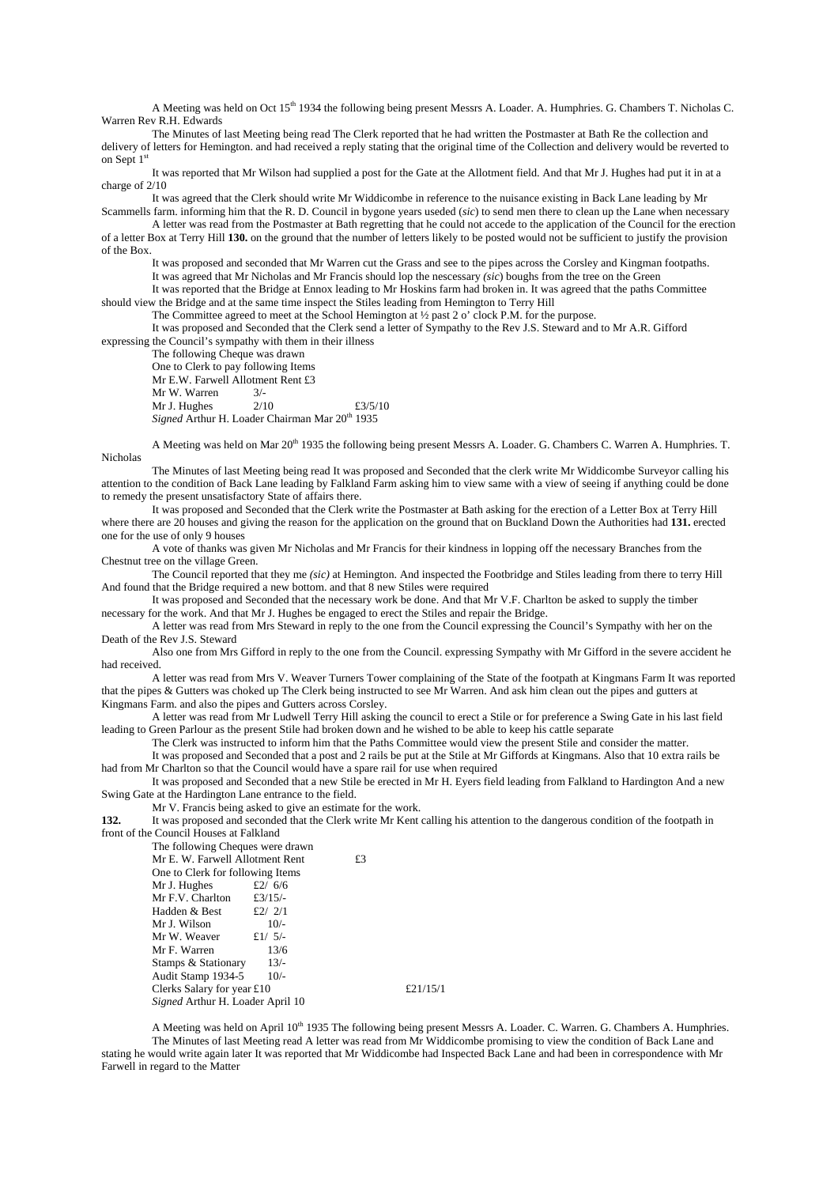A Meeting was held on Oct 15th 1934 the following being present Messrs A. Loader. A. Humphries. G. Chambers T. Nicholas C. Warren Rev R.H. Edwards

The Minutes of last Meeting being read The Clerk reported that he had written the Postmaster at Bath Re the collection and delivery of letters for Hemington. and had received a reply stating that the original time of the Collection and delivery would be reverted to on Sept 1st

It was reported that Mr Wilson had supplied a post for the Gate at the Allotment field. And that Mr J. Hughes had put it in at a charge of 2/10

It was agreed that the Clerk should write Mr Widdicombe in reference to the nuisance existing in Back Lane leading by Mr Scammells farm. informing him that the R. D. Council in bygone years useded (*sic*) to send men there to clean up the Lane when necessary

A letter was read from the Postmaster at Bath regretting that he could not accede to the application of the Council for the erection of a letter Box at Terry Hill **130.** on the ground that the number of letters likely to be posted would not be sufficient to justify the provision of the Box.

It was proposed and seconded that Mr Warren cut the Grass and see to the pipes across the Corsley and Kingman footpaths.

It was agreed that Mr Nicholas and Mr Francis should lop the nescessary (*sic*) boughs from the tree on the Green

It was reported that the Bridge at Ennox leading to Mr Hoskins farm had broken in. It was agreed that the paths Committee should view the Bridge and at the same time inspect the Stiles leading from Hemington to Terry Hill

The Committee agreed to meet at the School Hemington at ½ past 2 o' clock P.M. for the purpose.

It was proposed and Seconded that the Clerk send a letter of Sympathy to the Rev J.S. Steward and to Mr A.R. Gifford expressing the Council's sympathy with them in their illness

The following Cheque was drawn
One to Clerk to pay following Items
Mr E.W. Farwell Allotment Rent £3
Mr W. Warren 3/-
Mr J. Hughes 2/10 £3/5/10
*Signed* Arthur H. Loader Chairman Mar 20th 1935

A Meeting was held on Mar 20th 1935 the following being present Messrs A. Loader. G. Chambers C. Warren A. Humphries. T. Nicholas

The Minutes of last Meeting being read It was proposed and Seconded that the clerk write Mr Widdicombe Surveyor calling his attention to the condition of Back Lane leading by Falkland Farm asking him to view same with a view of seeing if anything could be done to remedy the present unsatisfactory State of affairs there.

It was proposed and Seconded that the Clerk write the Postmaster at Bath asking for the erection of a Letter Box at Terry Hill where there are 20 houses and giving the reason for the application on the ground that on Buckland Down the Authorities had **131.** erected one for the use of only 9 houses

A vote of thanks was given Mr Nicholas and Mr Francis for their kindness in lopping off the necessary Branches from the Chestnut tree on the village Green.

The Council reported that they me (*sic*) at Hemington. And inspected the Footbridge and Stiles leading from there to terry Hill And found that the Bridge required a new bottom. and that 8 new Stiles were required

It was proposed and Seconded that the necessary work be done. And that Mr V.F. Charlton be asked to supply the timber necessary for the work. And that Mr J. Hughes be engaged to erect the Stiles and repair the Bridge.

A letter was read from Mrs Steward in reply to the one from the Council expressing the Council's Sympathy with her on the Death of the Rev J.S. Steward

Also one from Mrs Gifford in reply to the one from the Council. expressing Sympathy with Mr Gifford in the severe accident he had received.

A letter was read from Mrs V. Weaver Turners Tower complaining of the State of the footpath at Kingmans Farm It was reported that the pipes & Gutters was choked up The Clerk being instructed to see Mr Warren. And ask him clean out the pipes and gutters at Kingmans Farm. and also the pipes and Gutters across Corsley.

A letter was read from Mr Ludwell Terry Hill asking the council to erect a Stile or for preference a Swing Gate in his last field leading to Green Parlour as the present Stile had broken down and he wished to be able to keep his cattle separate

The Clerk was instructed to inform him that the Paths Committee would view the present Stile and consider the matter.

It was proposed and Seconded that a post and 2 rails be put at the Stile at Mr Giffords at Kingmans. Also that 10 extra rails be had from Mr Charlton so that the Council would have a spare rail for use when required

It was proposed and Seconded that a new Stile be erected in Mr H. Eyers field leading from Falkland to Hardington And a new Swing Gate at the Hardington Lane entrance to the field.

Mr V. Francis being asked to give an estimate for the work.

**132.** It was proposed and seconded that the Clerk write Mr Kent calling his attention to the dangerous condition of the footpath in front of the Council Houses at Falkland

The following Cheques were drawn
Mr E. W. Farwell Allotment Rent £3
One to Clerk for following Items
Mr J. Hughes £2/ 6/6
Mr F.V. Charlton £3/15/-
Hadden & Best £2/ 2/1
Mr J. Wilson 10/-
Mr W. Weaver £1/ 5/-
Mr F. Warren 13/6
Stamps & Stationary 13/-
Audit Stamp 1934-5 10/-
Clerks Salary for year £10 £21/15/1
*Signed* Arthur H. Loader April 10

A Meeting was held on April 10th 1935 The following being present Messrs A. Loader. C. Warren. G. Chambers A. Humphries.

The Minutes of last Meeting read A letter was read from Mr Widdicombe promising to view the condition of Back Lane and stating he would write again later It was reported that Mr Widdicombe had Inspected Back Lane and had been in correspondence with Mr Farwell in regard to the Matter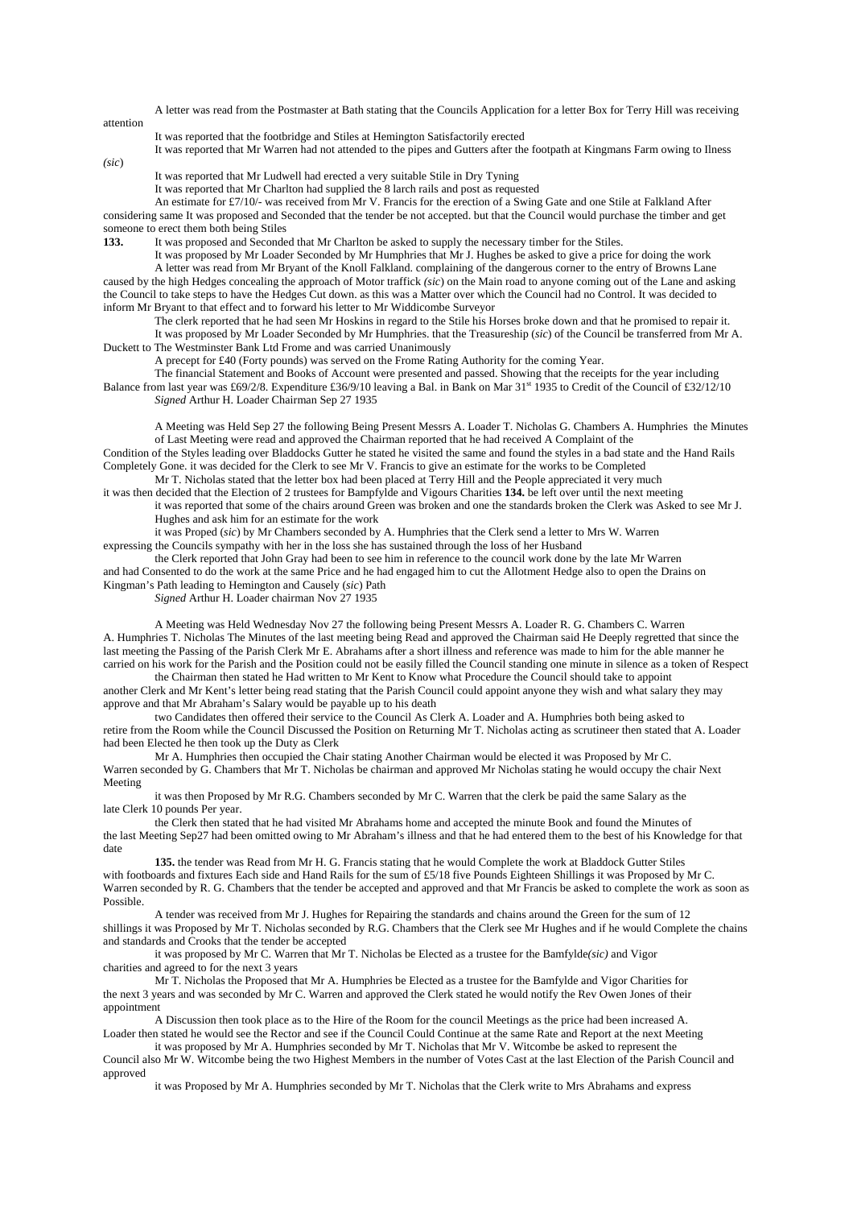A letter was read from the Postmaster at Bath stating that the Councils Application for a letter Box for Terry Hill was receiving attention

It was reported that the footbridge and Stiles at Hemington Satisfactorily erected

It was reported that Mr Warren had not attended to the pipes and Gutters after the footpath at Kingmans Farm owing to Ilness *(sic)*

It was reported that Mr Ludwell had erected a very suitable Stile in Dry Tyning

It was reported that Mr Charlton had supplied the 8 larch rails and post as requested

An estimate for £7/10/- was received from Mr V. Francis for the erection of a Swing Gate and one Stile at Falkland After considering same It was proposed and Seconded that the tender be not accepted. but that the Council would purchase the timber and get someone to erect them both being Stiles

**133.** It was proposed and Seconded that Mr Charlton be asked to supply the necessary timber for the Stiles.

It was proposed by Mr Loader Seconded by Mr Humphries that Mr J. Hughes be asked to give a price for doing the work

A letter was read from Mr Bryant of the Knoll Falkland. complaining of the dangerous corner to the entry of Browns Lane caused by the high Hedges concealing the approach of Motor traffick *(sic)* on the Main road to anyone coming out of the Lane and asking the Council to take steps to have the Hedges Cut down. as this was a Matter over which the Council had no Control. It was decided to inform Mr Bryant to that effect and to forward his letter to Mr Widdicombe Surveyor

The clerk reported that he had seen Mr Hoskins in regard to the Stile his Horses broke down and that he promised to repair it.

It was proposed by Mr Loader Seconded by Mr Humphries. that the Treasureship (*sic*) of the Council be transferred from Mr A. Duckett to The Westminster Bank Ltd Frome and was carried Unanimously

A precept for £40 (Forty pounds) was served on the Frome Rating Authority for the coming Year.

The financial Statement and Books of Account were presented and passed. Showing that the receipts for the year including Balance from last year was £69/2/8. Expenditure £36/9/10 leaving a Bal. in Bank on Mar 31st 1935 to Credit of the Council of £32/12/10

*Signed* Arthur H. Loader Chairman Sep 27 1935

A Meeting was Held Sep 27 the following Being Present Messrs A. Loader T. Nicholas G. Chambers A. Humphries the Minutes of Last Meeting were read and approved the Chairman reported that he had received A Complaint of the Condition of the Styles leading over Bladdocks Gutter he stated he visited the same and found the styles in a bad state and the Hand Rails Completely Gone. it was decided for the Clerk to see Mr V. Francis to give an estimate for the works to be Completed

Mr T. Nicholas stated that the letter box had been placed at Terry Hill and the People appreciated it very much

it was then decided that the Election of 2 trustees for Bampfylde and Vigours Charities **134.** be left over until the next meeting

it was reported that some of the chairs around Green was broken and one the standards broken the Clerk was Asked to see Mr J. Hughes and ask him for an estimate for the work

it was Proped (*sic*) by Mr Chambers seconded by A. Humphries that the Clerk send a letter to Mrs W. Warren expressing the Councils sympathy with her in the loss she has sustained through the loss of her Husband

the Clerk reported that John Gray had been to see him in reference to the council work done by the late Mr Warren and had Consented to do the work at the same Price and he had engaged him to cut the Allotment Hedge also to open the Drains on Kingman's Path leading to Hemington and Causely (*sic*) Path

*Signed* Arthur H. Loader chairman Nov 27 1935

A Meeting was Held Wednesday Nov 27 the following being Present Messrs A. Loader R. G. Chambers C. Warren A. Humphries T. Nicholas The Minutes of the last meeting being Read and approved the Chairman said He Deeply regretted that since the last meeting the Passing of the Parish Clerk Mr E. Abrahams after a short illness and reference was made to him for the able manner he carried on his work for the Parish and the Position could not be easily filled the Council standing one minute in silence as a token of Respect

the Chairman then stated he Had written to Mr Kent to Know what Procedure the Council should take to appoint another Clerk and Mr Kent's letter being read stating that the Parish Council could appoint anyone they wish and what salary they may approve and that Mr Abraham's Salary would be payable up to his death

two Candidates then offered their service to the Council As Clerk A. Loader and A. Humphries both being asked to retire from the Room while the Council Discussed the Position on Returning Mr T. Nicholas acting as scrutineer then stated that A. Loader had been Elected he then took up the Duty as Clerk

Mr A. Humphries then occupied the Chair stating Another Chairman would be elected it was Proposed by Mr C. Warren seconded by G. Chambers that Mr T. Nicholas be chairman and approved Mr Nicholas stating he would occupy the chair Next Meeting

it was then Proposed by Mr R.G. Chambers seconded by Mr C. Warren that the clerk be paid the same Salary as the late Clerk 10 pounds Per year.

the Clerk then stated that he had visited Mr Abrahams home and accepted the minute Book and found the Minutes of the last Meeting Sep27 had been omitted owing to Mr Abraham's illness and that he had entered them to the best of his Knowledge for that date

**135.** the tender was Read from Mr H. G. Francis stating that he would Complete the work at Bladdock Gutter Stiles with footboards and fixtures Each side and Hand Rails for the sum of £5/18 five Pounds Eighteen Shillings it was Proposed by Mr C. Warren seconded by R. G. Chambers that the tender be accepted and approved and that Mr Francis be asked to complete the work as soon as Possible.

A tender was received from Mr J. Hughes for Repairing the standards and chains around the Green for the sum of 12 shillings it was Proposed by Mr T. Nicholas seconded by R.G. Chambers that the Clerk see Mr Hughes and if he would Complete the chains and standards and Crooks that the tender be accepted

it was proposed by Mr C. Warren that Mr T. Nicholas be Elected as a trustee for the Bamfylde*(sic)* and Vigor charities and agreed to for the next 3 years

Mr T. Nicholas the Proposed that Mr A. Humphries be Elected as a trustee for the Bamfylde and Vigor Charities for the next 3 years and was seconded by Mr C. Warren and approved the Clerk stated he would notify the Rev Owen Jones of their appointment

A Discussion then took place as to the Hire of the Room for the council Meetings as the price had been increased A. Loader then stated he would see the Rector and see if the Council Could Continue at the same Rate and Report at the next Meeting

it was proposed by Mr A. Humphries seconded by Mr T. Nicholas that Mr V. Witcombe be asked to represent the Council also Mr W. Witcombe being the two Highest Members in the number of Votes Cast at the last Election of the Parish Council and approved

it was Proposed by Mr A. Humphries seconded by Mr T. Nicholas that the Clerk write to Mrs Abrahams and express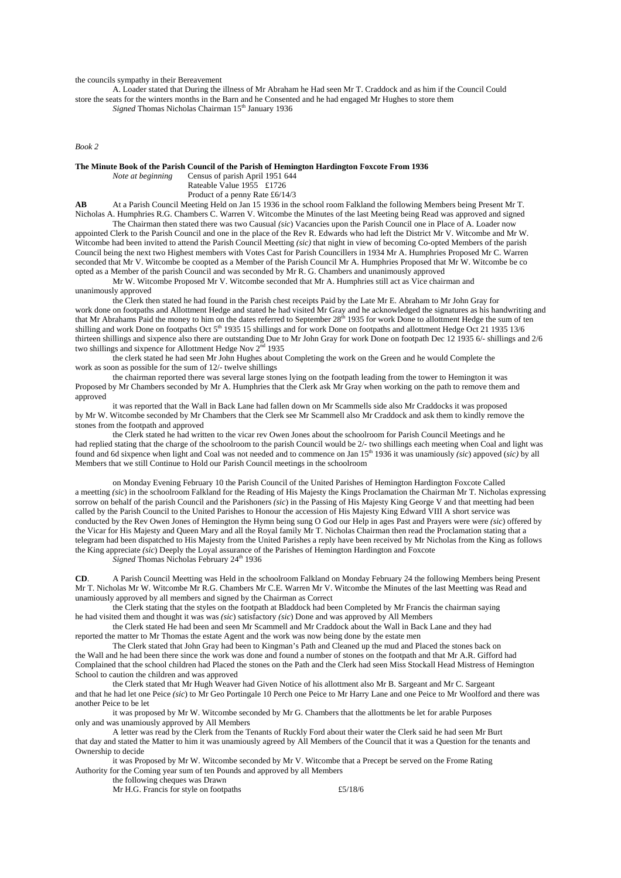the councils sympathy in their Bereavement

A. Loader stated that During the illness of Mr Abraham he Had seen Mr T. Craddock and as him if the Council Could store the seats for the winters months in the Barn and he Consented and he had engaged Mr Hughes to store them

*Signed* Thomas Nicholas Chairman 15th January 1936

*Book 2*

**The Minute Book of the Parish Council of the Parish of Hemington Hardington Foxcote From 1936**

*Note at beginning* Census of parish April 1951 644
Rateable Value 1955 £1726
Product of a penny Rate £6/14/3

**AB** At a Parish Council Meeting Held on Jan 15 1936 in the school room Falkland the following Members being Present Mr T. Nicholas A. Humphries R.G. Chambers C. Warren V. Witcombe the Minutes of the last Meeting being Read was approved and signed

The Chairman then stated there was two Causual (*sic*) Vacancies upon the Parish Council one in Place of A. Loader now appointed Clerk to the Parish Council and one in the place of the Rev R. Edwards who had left the District Mr V. Witcombe and Mr W. Witcombe had been invited to attend the Parish Council Meetting (*sic)* that night in view of becoming Co-opted Members of the parish Council being the next two Highest members with Votes Cast for Parish Councillers in 1934 Mr A. Humphries Proposed Mr C. Warren seconded that Mr V. Witcombe be coopted as a Member of the Parish Council Mr A. Humphries Proposed that Mr W. Witcombe be co opted as a Member of the parish Council and was seconded by Mr R. G. Chambers and unanimously approved

Mr W. Witcombe Proposed Mr V. Witcombe seconded that Mr A. Humphries still act as Vice chairman and unanimously approved

the Clerk then stated he had found in the Parish chest receipts Paid by the Late Mr E. Abraham to Mr John Gray for work done on footpaths and Allottment Hedge and stated he had visited Mr Gray and he acknowledged the signatures as his handwriting and that Mr Abrahams Paid the money to him on the dates referred to September 28th 1935 for work Done to allottment Hedge the sum of ten shilling and work Done on footpaths Oct 5th 1935 15 shillings and for work Done on footpaths and allottment Hedge Oct 21 1935 13/6 thirteen shillings and sixpence also there are outstanding Due to Mr John Gray for work Done on footpath Dec 12 1935 6/- shillings and 2/6 two shillings and sixpence for Allottment Hedge Nov 2nd 1935

the clerk stated he had seen Mr John Hughes about Completing the work on the Green and he would Complete the work as soon as possible for the sum of 12/- twelve shillings

the chairman reported there was several large stones lying on the footpath leading from the tower to Hemington it was Proposed by Mr Chambers seconded by Mr A. Humphries that the Clerk ask Mr Gray when working on the path to remove them and approved

it was reported that the Wall in Back Lane had fallen down on Mr Scammells side also Mr Craddocks it was proposed by Mr W. Witcombe seconded by Mr Chambers that the Clerk see Mr Scammell also Mr Craddock and ask them to kindly remove the stones from the footpath and approved

the Clerk stated he had written to the vicar rev Owen Jones about the schoolroom for Parish Council Meetings and he had replied stating that the charge of the schoolroom to the parish Council would be 2/- two shillings each meeting when Coal and light was found and 6d sixpence when light and Coal was not needed and to commence on Jan 15th 1936 it was unamiously (*sic)* appoved (*sic)* by all Members that we still Continue to Hold our Parish Council meetings in the schoolroom

on Monday Evening February 10 the Parish Council of the United Parishes of Hemington Hardington Foxcote Called a meetting (*sic*) in the schoolroom Falkland for the Reading of His Majesty the Kings Proclamation the Chairman Mr T. Nicholas expressing sorrow on behalf of the parish Council and the Parishoners (*sic*) in the Passing of His Majesty King George V and that meetting had been called by the Parish Council to the United Parishes to Honour the accession of His Majesty King Edward VIII A short service was conducted by the Rev Owen Jones of Hemington the Hymn being sung O God our Help in ages Past and Prayers were were (*sic*) offered by the Vicar for His Majesty and Queen Mary and all the Royal family Mr T. Nicholas Chairman then read the Proclamation stating that a telegram had been dispatched to His Majesty from the United Parishes a reply have been received by Mr Nicholas from the King as follows the King appreciate (*sic*) Deeply the Loyal assurance of the Parishes of Hemington Hardington and Foxcote

*Signed* Thomas Nicholas February 24th 1936

**CD**. A Parish Council Meetting was Held in the schoolroom Falkland on Monday February 24 the following Members being Present Mr T. Nicholas Mr W. Witcombe Mr R.G. Chambers Mr C.E. Warren Mr V. Witcombe the Minutes of the last Meetting was Read and unamiously approved by all members and signed by the Chairman as Correct

the Clerk stating that the styles on the footpath at Bladdock had been Completed by Mr Francis the chairman saying he had visited them and thought it was was (*sic*) satisfactory (*sic*) Done and was approved by All Members

the Clerk stated He had been and seen Mr Scammell and Mr Craddock about the Wall in Back Lane and they had reported the matter to Mr Thomas the estate Agent and the work was now being done by the estate men

The Clerk stated that John Gray had been to Kingman's Path and Cleaned up the mud and Placed the stones back on the Wall and he had been there since the work was done and found a number of stones on the footpath and that Mr A.R. Gifford had Complained that the school children had Placed the stones on the Path and the Clerk had seen Miss Stockall Head Mistress of Hemington School to caution the children and was approved

the Clerk stated that Mr Hugh Weaver had Given Notice of his allottment also Mr B. Sargeant and Mr C. Sargeant and that he had let one Peice (*sic*) to Mr Geo Portingale 10 Perch one Peice to Mr Harry Lane and one Peice to Mr Woolford and there was another Peice to be let

it was proposed by Mr W. Witcombe seconded by Mr G. Chambers that the allottments be let for arable Purposes only and was unamiously approved by All Members

A letter was read by the Clerk from the Tenants of Ruckly Ford about their water the Clerk said he had seen Mr Burt that day and stated the Matter to him it was unamiously agreed by All Members of the Council that it was a Question for the tenants and Ownership to decide

it was Proposed by Mr W. Witcombe seconded by Mr V. Witcombe that a Precept be served on the Frome Rating Authority for the Coming year sum of ten Pounds and approved by all Members

the following cheques was Drawn

Mr H.G. Francis for style on footpaths £5/18/6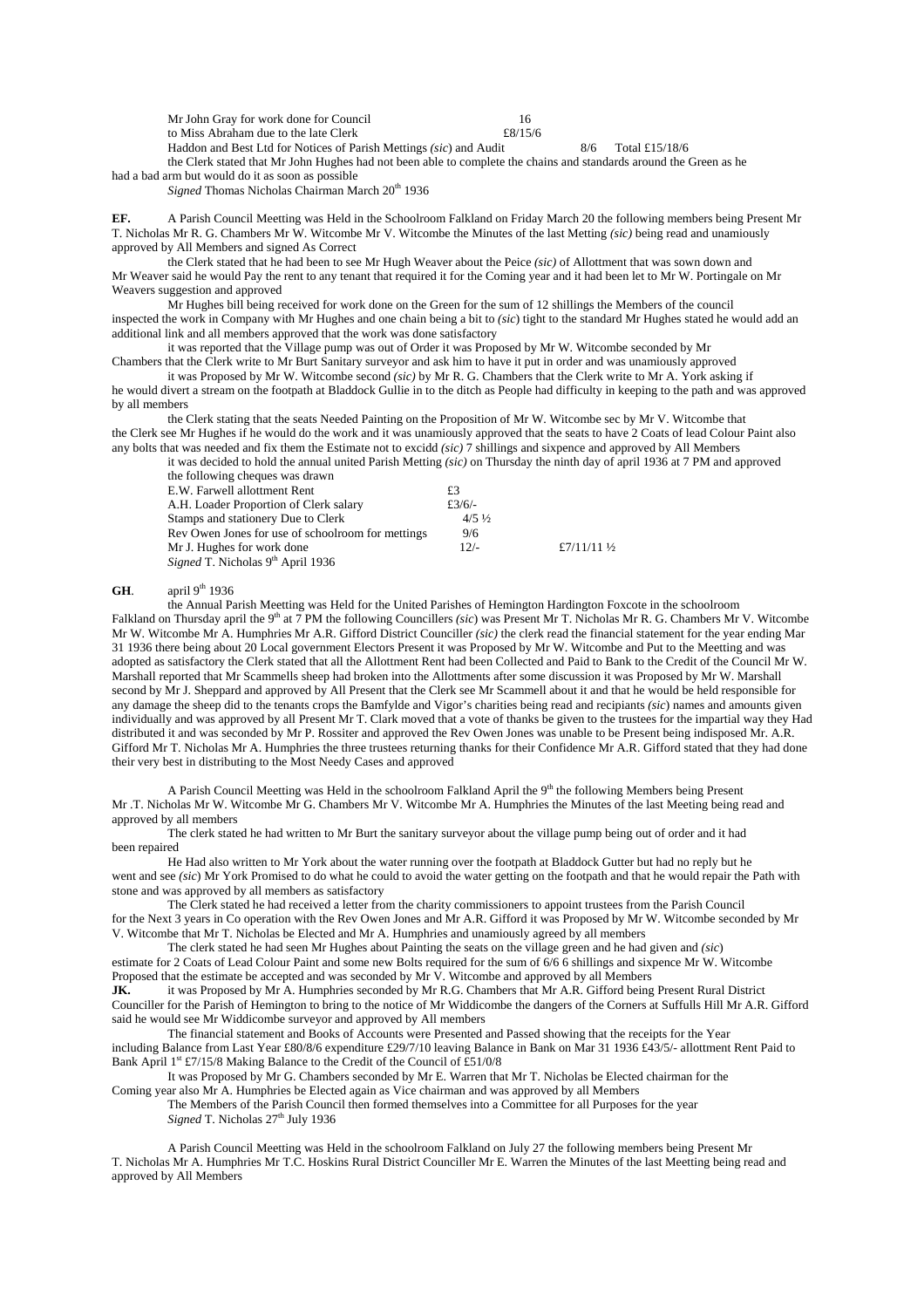Mr John Gray for work done for Council 16
to Miss Abraham due to the late Clerk £8/15/6
Haddon and Best Ltd for Notices of Parish Mettings *(sic)* and Audit 8/6 Total £15/18/6

the Clerk stated that Mr John Hughes had not been able to complete the chains and standards around the Green as he had a bad arm but would do it as soon as possible

*Signed* Thomas Nicholas Chairman March 20[th] 1936

**EF.** A Parish Council Meetting was Held in the Schoolroom Falkland on Friday March 20 the following members being Present Mr T. Nicholas Mr R. G. Chambers Mr W. Witcombe Mr V. Witcombe the Minutes of the last Metting *(sic)* being read and unamiously approved by All Members and signed As Correct

the Clerk stated that he had been to see Mr Hugh Weaver about the Peice *(sic)* of Allottment that was sown down and Mr Weaver said he would Pay the rent to any tenant that required it for the Coming year and it had been let to Mr W. Portingale on Mr Weavers suggestion and approved

Mr Hughes bill being received for work done on the Green for the sum of 12 shillings the Members of the council inspected the work in Company with Mr Hughes and one chain being a bit to *(sic)* tight to the standard Mr Hughes stated he would add an additional link and all members approved that the work was done satisfactory

it was reported that the Village pump was out of Order it was Proposed by Mr W. Witcombe seconded by Mr Chambers that the Clerk write to Mr Burt Sanitary surveyor and ask him to have it put in order and was unamiously approved

it was Proposed by Mr W. Witcombe second *(sic)* by Mr R. G. Chambers that the Clerk write to Mr A. York asking if he would divert a stream on the footpath at Bladdock Gullie in to the ditch as People had difficulty in keeping to the path and was approved by all members

the Clerk stating that the seats Needed Painting on the Proposition of Mr W. Witcombe sec by Mr V. Witcombe that the Clerk see Mr Hughes if he would do the work and it was unamiously approved that the seats to have 2 Coats of lead Colour Paint also any bolts that was needed and fix them the Estimate not to excidd *(sic)* 7 shillings and sixpence and approved by All Members

it was decided to hold the annual united Parish Metting *(sic)* on Thursday the ninth day of april 1936 at 7 PM and approved

the following cheques was drawn

| | | |
|---|---|---|
| E.W. Farwell allottment Rent | £3 | |
| A.H. Loader Proportion of Clerk salary | £3/6/- | |
| Stamps and stationery Due to Clerk | 4/5 ½ | |
| Rev Owen Jones for use of schoolroom for mettings | 9/6 | |
| Mr J. Hughes for work done | 12/- | £7/11/11 ½ |

*Signed* T. Nicholas 9[th] April 1936

**GH**. april 9[th] 1936

the Annual Parish Meetting was Held for the United Parishes of Hemington Hardington Foxcote in the schoolroom Falkland on Thursday april the 9[th] at 7 PM the following Councillers *(sic*) was Present Mr T. Nicholas Mr R. G. Chambers Mr V. Witcombe Mr W. Witcombe Mr A. Humphries Mr A.R. Gifford District Counciller *(sic)* the clerk read the financial statement for the year ending Mar 31 1936 there being about 20 Local government Electors Present it was Proposed by Mr W. Witcombe and Put to the Meetting and was adopted as satisfactory the Clerk stated that all the Allottment Rent had been Collected and Paid to Bank to the Credit of the Council Mr W. Marshall reported that Mr Scammells sheep had broken into the Allottments after some discussion it was Proposed by Mr W. Marshall second by Mr J. Sheppard and approved by All Present that the Clerk see Mr Scammell about it and that he would be held responsible for any damage the sheep did to the tenants crops the Bamfylde and Vigor's charities being read and recipiants *(sic*) names and amounts given individually and was approved by all Present Mr T. Clark moved that a vote of thanks be given to the trustees for the impartial way they Had distributed it and was seconded by Mr P. Rossiter and approved the Rev Owen Jones was unable to be Present being indisposed Mr. A.R. Gifford Mr T. Nicholas Mr A. Humphries the three trustees returning thanks for their Confidence Mr A.R. Gifford stated that they had done their very best in distributing to the Most Needy Cases and approved

A Parish Council Meetting was Held in the schoolroom Falkland April the 9[th] the following Members being Present Mr .T. Nicholas Mr W. Witcombe Mr G. Chambers Mr V. Witcombe Mr A. Humphries the Minutes of the last Meeting being read and approved by all members

The clerk stated he had written to Mr Burt the sanitary surveyor about the village pump being out of order and it had been repaired

He Had also written to Mr York about the water running over the footpath at Bladdock Gutter but had no reply but he went and see *(sic*) Mr York Promised to do what he could to avoid the water getting on the footpath and that he would repair the Path with stone and was approved by all members as satisfactory

The Clerk stated he had received a letter from the charity commissioners to appoint trustees from the Parish Council for the Next 3 years in Co operation with the Rev Owen Jones and Mr A.R. Gifford it was Proposed by Mr W. Witcombe seconded by Mr V. Witcombe that Mr T. Nicholas be Elected and Mr A. Humphries and unamiously agreed by all members

The clerk stated he had seen Mr Hughes about Painting the seats on the village green and he had given and *(sic*) estimate for 2 Coats of Lead Colour Paint and some new Bolts required for the sum of 6/6 6 shillings and sixpence Mr W. Witcombe Proposed that the estimate be accepted and was seconded by Mr V. Witcombe and approved by all Members

**JK.** it was Proposed by Mr A. Humphries seconded by Mr R.G. Chambers that Mr A.R. Gifford being Present Rural District Counciller for the Parish of Hemington to bring to the notice of Mr Widdicombe the dangers of the Corners at Suffulls Hill Mr A.R. Gifford said he would see Mr Widdicombe surveyor and approved by All members

The financial statement and Books of Accounts were Presented and Passed showing that the receipts for the Year including Balance from Last Year £80/8/6 expenditure £29/7/10 leaving Balance in Bank on Mar 31 1936 £43/5/- allottment Rent Paid to Bank April 1[st] £7/15/8 Making Balance to the Credit of the Council of £51/0/8

It was Proposed by Mr G. Chambers seconded by Mr E. Warren that Mr T. Nicholas be Elected chairman for the Coming year also Mr A. Humphries be Elected again as Vice chairman and was approved by all Members

The Members of the Parish Council then formed themselves into a Committee for all Purposes for the year

*Signed* T. Nicholas 27[th] July 1936

A Parish Council Meetting was Held in the schoolroom Falkland on July 27 the following members being Present Mr T. Nicholas Mr A. Humphries Mr T.C. Hoskins Rural District Counciller Mr E. Warren the Minutes of the last Meetting being read and approved by All Members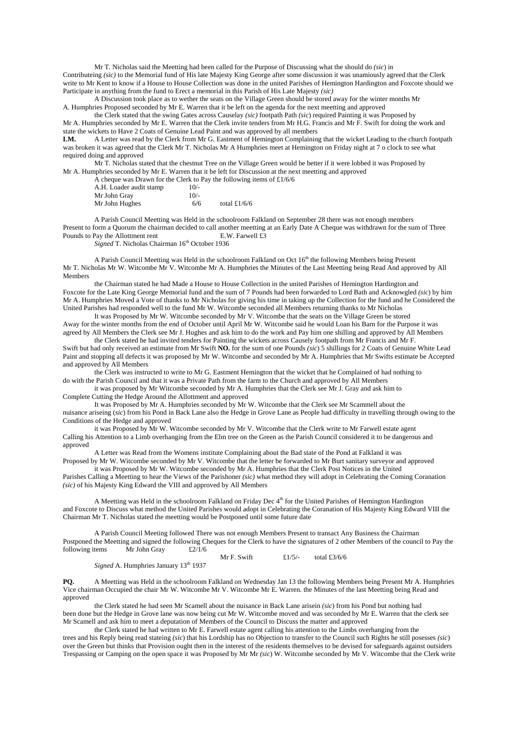Mr T. Nicholas said the Meetting had been called for the Purpose of Discussing what the should do *(sic*) in Contributeing *(sic)* to the Memorial fund of His late Majesty King George after some discussion it was unamiously agreed that the Clerk write to Mr Kent to know if a House to House Collection was done in the united Parishes of Hemington Hardington and Foxcote should we Participate in anything from the fund to Erect a memorial in this Parish of His Late Majesty *(sic)*

A Discussion took place as to wether the seats on the Village Green should be stored away for the winter months Mr A. Humphries Proposed seconded by Mr E. Warren that it be left on the agenda for the next meetting and approved

the Clerk stated that the swing Gates across Causelay *(sic)* footpath Path *(sic*) required Painting it was Proposed by Mr A. Humphries seconded by Mr E. Warren that the Clerk invite tenders from Mr H.G. Francis and Mr F. Swift for doing the work and state the wickets to Have 2 Coats of Genuine Lead Paint and was approved by all members

**LM.** A Letter was read by the Clerk from Mr G. Eastment of Hemington Complaining that the wicket Leading to the church footpath was broken it was agreed that the Clerk Mr T. Nicholas Mr A Humphries meet at Hemington on Friday night at 7 o clock to see what required doing and approved

Mr T. Nicholas stated that the chestnut Tree on the Village Green would be better if it were lobbed it was Proposed by Mr A. Humphries seconded by Mr E. Warren that it be left for Discussion at the next meetting and approved

A cheque was Drawn for the Clerk to Pay the following items of £1/6/6

| | | |
|---|---|---|
| A.H. Loader audit stamp | 10/- | |
| Mr John Gray | 10/- | |
| Mr John Hughes | 6/6 | total £1/6/6 |

A Parish Council Meetting was Held in the schoolroom Falkland on September 28 there was not enough members Present to form a Quorum the chairman decided to call another meetting at an Early Date A Cheque was withdrawn for the sum of Three Pounds to Pay the Allottment rent E.W. Farwell £3

*Signed* T. Nicholas Chairman 16th October 1936

A Parish Council Meetting was Held in the schoolroom Falkland on Oct 16th the following Members being Present Mr T. Nicholas Mr W. Witcombe Mr V. Witcombe Mr A. Humphries the Minutes of the Last Meetting being Read And approved by All Members

the Chairman stated he had Made a House to House Collection in the united Parishes of Hemington Hardington and Foxcote for the Late King George Memorial fund and the sum of 7 Pounds had been forwarded to Lord Bath and Acknowgled *(sic*) by him Mr A. Humphries Moved a Vote of thanks to Mr Nicholas for giving his time in taking up the Collection for the fund and he Considered the United Parishes had responded well to the fund Mr W. Witcombe seconded all Members returning thanks to Mr Nicholas

It was Proposed by Mr W. Witcombe seconded by Mr V. Witcombe that the seats on the Village Green be stored Away for the winter months from the end of October until April Mr W. Witcombe said he would Loan his Barn for the Purpose it was agreed by All Members the Clerk see Mr J. Hughes and ask him to do the work and Pay him one shilling and approved by All Members

the Clerk stated he had invited tenders for Painting the wickets across Causely footpath from Mr Francis and Mr F. Swift but had only received an estimate from Mr Swift **NO.** for the sum of one Pounds *(sic*) 5 shillings for 2 Coats of Genuine White Lead Paint and stopping all defects it was proposed by Mr W. Witcombe and seconded by Mr A. Humphries that Mr Swifts estimate be Accepted and approved by All Members

the Clerk was instructed to write to Mr G. Eastment Hemington that the wicket that he Complained of had nothing to do with the Parish Council and that it was a Private Path from the farm to the Church and approved by All Members

it was proposed by Mr Witcombe seconded by Mr A. Humphries that the Clerk see Mr J. Gray and ask him to Complete Cutting the Hedge Around the Allottment and approved

It was Proposed by Mr A. Humphries seconded by Mr W. Witcombe that the Clerk see Mr Scammell about the nuisance ariseing (*sic*) from his Pond in Back Lane also the Hedge in Grove Lane as People had difficulty in travelling through owing to the Conditions of the Hedge and approved

it was Proposed by Mr W. Witcombe seconded by Mr V. Witcombe that the Clerk write to Mr Farwell estate agent Calling his Attention to a Limb overhanging from the Elm tree on the Green as the Parish Council considered it to be dangerous and approved

A Letter was Read from the Womens institute Complaining about the Bad state of the Pond at Falkland it was Proposed by Mr W. Witcombe seconded by Mr V. Witcombe that the letter be forwarded to Mr Burt sanitary surveyor and approved

it was Proposed by Mr W. Witcombe seconded by Mr A. Humphries that the Clerk Post Notices in the United Parishes Calling a Meetting to hear the Views of the Parishoner *(sic)* what method they will adopt in Celebrating the Coming Coranation *(sic)* of his Majesty King Edward the VIII and approved by All Members

A Meetting was Held in the schoolroom Falkland on Friday Dec 4th for the United Parishes of Hemington Hardington and Foxcote to Discuss what method the United Parishes would adopt in Celebrating the Coranation of His Majesty King Edward VIII the Chairman Mr T. Nicholas stated the meetting would be Postponed until some future date

A Parish Council Meeting followed There was not enough Members Present to transact Any Business the Chairman Postponed the Meetting and signed the following Cheques for the Clerk to have the signatures of 2 other Members of the council to Pay the following items Mr John Gray £2/1/6

Mr F. Swift £1/5/- total £3/6/6

*Signed* A. Humphries January 13th 1937

**PQ.** A Meetting was Held in the schoolroom Falkland on Wednesday Jan 13 the following Members being Present Mr A. Humphries Vice chairman Occupied the chair Mr W. Witcombe Mr V. Witcombe Mr E. Warren. the Minutes of the last Meetting being Read and approved

the Clerk stated he had seen Mr Scamell about the nuisance in Back Lane arisein *(sic*) from his Pond but nothing had been done but the Hedge in Grove lane was now being cut Mr W. Witcombe moved and was seconded by Mr E. Warren that the clerk see Mr Scamell and ask him to meet a deputation of Members of the Council to Discuss the matter and approved

the Clerk stated he had written to Mr E. Farwell estate agent calling his attention to the Limbs overhanging from the trees and his Reply being read stateing *(sic*) that his Lordship has no Objection to transfer to the Council such Rights he still posesses *(sic*) over the Green but thinks that Provision ought then in the interest of the residents themselves to be devised for safeguards against outsiders Trespassing or Camping on the open space it was Proposed by Mr Mr *(sic*) W. Witcombe seconded by Mr V. Witcombe that the Clerk write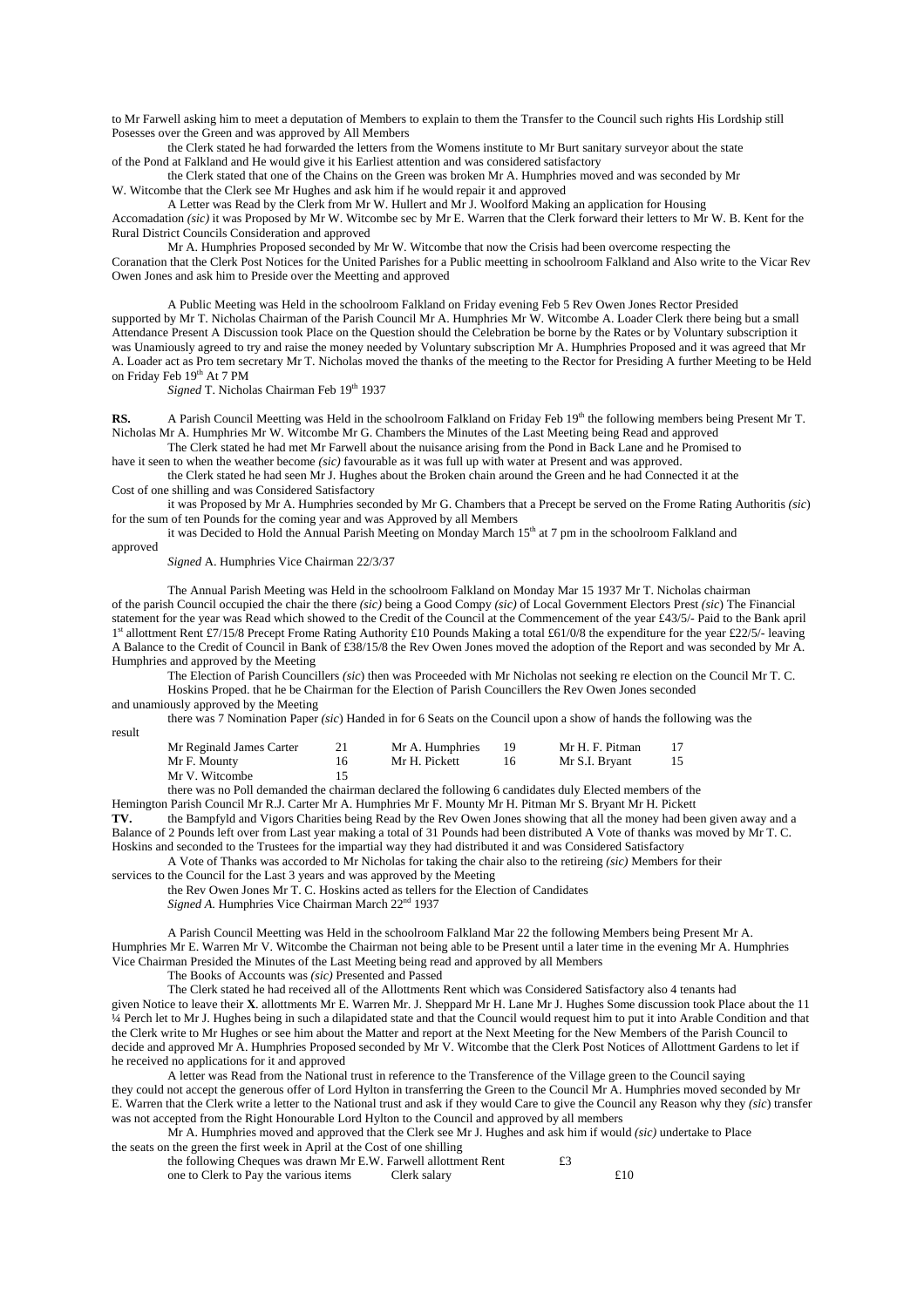to Mr Farwell asking him to meet a deputation of Members to explain to them the Transfer to the Council such rights His Lordship still Posesses over the Green and was approved by All Members

the Clerk stated he had forwarded the letters from the Womens institute to Mr Burt sanitary surveyor about the state of the Pond at Falkland and He would give it his Earliest attention and was considered satisfactory

the Clerk stated that one of the Chains on the Green was broken Mr A. Humphries moved and was seconded by Mr W. Witcombe that the Clerk see Mr Hughes and ask him if he would repair it and approved

A Letter was Read by the Clerk from Mr W. Hullert and Mr J. Woolford Making an application for Housing Accomadation *(sic)* it was Proposed by Mr W. Witcombe sec by Mr E. Warren that the Clerk forward their letters to Mr W. B. Kent for the Rural District Councils Consideration and approved

Mr A. Humphries Proposed seconded by Mr W. Witcombe that now the Crisis had been overcome respecting the Coranation that the Clerk Post Notices for the United Parishes for a Public meetting in schoolroom Falkland and Also write to the Vicar Rev Owen Jones and ask him to Preside over the Meetting and approved

A Public Meeting was Held in the schoolroom Falkland on Friday evening Feb 5 Rev Owen Jones Rector Presided supported by Mr T. Nicholas Chairman of the Parish Council Mr A. Humphries Mr W. Witcombe A. Loader Clerk there being but a small Attendance Present A Discussion took Place on the Question should the Celebration be borne by the Rates or by Voluntary subscription it was Unamiously agreed to try and raise the money needed by Voluntary subscription Mr A. Humphries Proposed and it was agreed that Mr A. Loader act as Pro tem secretary Mr T. Nicholas moved the thanks of the meeting to the Rector for Presiding A further Meeting to be Held on Friday Feb 19th At 7 PM

*Signed* T. Nicholas Chairman Feb 19th 1937

**RS.** A Parish Council Meetting was Held in the schoolroom Falkland on Friday Feb 19th the following members being Present Mr T. Nicholas Mr A. Humphries Mr W. Witcombe Mr G. Chambers the Minutes of the Last Meeting being Read and approved

The Clerk stated he had met Mr Farwell about the nuisance arising from the Pond in Back Lane and he Promised to have it seen to when the weather become *(sic)* favourable as it was full up with water at Present and was approved.

the Clerk stated he had seen Mr J. Hughes about the Broken chain around the Green and he had Connected it at the Cost of one shilling and was Considered Satisfactory

it was Proposed by Mr A. Humphries seconded by Mr G. Chambers that a Precept be served on the Frome Rating Authoritis *(sic)* for the sum of ten Pounds for the coming year and was Approved by all Members

it was Decided to Hold the Annual Parish Meeting on Monday March 15th at 7 pm in the schoolroom Falkland and approved

*Signed* A. Humphries Vice Chairman 22/3/37

The Annual Parish Meeting was Held in the schoolroom Falkland on Monday Mar 15 1937 Mr T. Nicholas chairman of the parish Council occupied the chair the there *(sic)* being a Good Compy *(sic)* of Local Government Electors Prest *(sic)* The Financial statement for the year was Read which showed to the Credit of the Council at the Commencement of the year £43/5/- Paid to the Bank april 1st allottment Rent £7/15/8 Precept Frome Rating Authority £10 Pounds Making a total £61/0/8 the expenditure for the year £22/5/- leaving A Balance to the Credit of Council in Bank of £38/15/8 the Rev Owen Jones moved the adoption of the Report and was seconded by Mr A. Humphries and approved by the Meeting

The Election of Parish Councillers *(sic)* then was Proceeded with Mr Nicholas not seeking re election on the Council Mr T. C. Hoskins Proped. that he be Chairman for the Election of Parish Councillers the Rev Owen Jones seconded and unamiously approved by the Meeting

there was 7 Nomination Paper *(sic)* Handed in for 6 Seats on the Council upon a show of hands the following was the result

| | | | | | |
|---|---|---|---|---|---|
| Mr Reginald James Carter | 21 | Mr A. Humphries | 19 | Mr H. F. Pitman | 17 |
| Mr F. Mounty | 16 | Mr H. Pickett | 16 | Mr S.I. Bryant | 15 |
| Mr V. Witcombe | 15 | | | | |

there was no Poll demanded the chairman declared the following 6 candidates duly Elected members of the Hemington Parish Council Mr R.J. Carter Mr A. Humphries Mr F. Mounty Mr H. Pitman Mr S. Bryant Mr H. Pickett

**TV.** the Bampfyld and Vigors Charities being Read by the Rev Owen Jones showing that all the money had been given away and a Balance of 2 Pounds left over from Last year making a total of 31 Pounds had been distributed A Vote of thanks was moved by Mr T. C. Hoskins and seconded to the Trustees for the impartial way they had distributed it and was Considered Satisfactory

A Vote of Thanks was accorded to Mr Nicholas for taking the chair also to the retireing *(sic)* Members for their services to the Council for the Last 3 years and was approved by the Meeting

the Rev Owen Jones Mr T. C. Hoskins acted as tellers for the Election of Candidates

*Signed A.* Humphries Vice Chairman March 22nd 1937

A Parish Council Meetting was Held in the schoolroom Falkland Mar 22 the following Members being Present Mr A. Humphries Mr E. Warren Mr V. Witcombe the Chairman not being able to be Present until a later time in the evening Mr A. Humphries Vice Chairman Presided the Minutes of the Last Meeting being read and approved by all Members

The Books of Accounts was *(sic)* Presented and Passed

The Clerk stated he had received all of the Allottments Rent which was Considered Satisfactory also 4 tenants had given Notice to leave their **X**. allottments Mr E. Warren Mr. J. Sheppard Mr H. Lane Mr J. Hughes Some discussion took Place about the 11 ¼ Perch let to Mr J. Hughes being in such a dilapidated state and that the Council would request him to put it into Arable Condition and that the Clerk write to Mr Hughes or see him about the Matter and report at the Next Meeting for the New Members of the Parish Council to decide and approved Mr A. Humphries Proposed seconded by Mr V. Witcombe that the Clerk Post Notices of Allottment Gardens to let if he received no applications for it and approved

A letter was Read from the National trust in reference to the Transference of the Village green to the Council saying they could not accept the generous offer of Lord Hylton in transferring the Green to the Council Mr A. Humphries moved seconded by Mr E. Warren that the Clerk write a letter to the National trust and ask if they would Care to give the Council any Reason why they *(sic)* transfer was not accepted from the Right Honourable Lord Hylton to the Council and approved by all members

Mr A. Humphries moved and approved that the Clerk see Mr J. Hughes and ask him if would *(sic)* undertake to Place the seats on the green the first week in April at the Cost of one shilling

the following Cheques was drawn Mr E.W. Farwell allottment Rent £3

one to Clerk to Pay the various items Clerk salary £10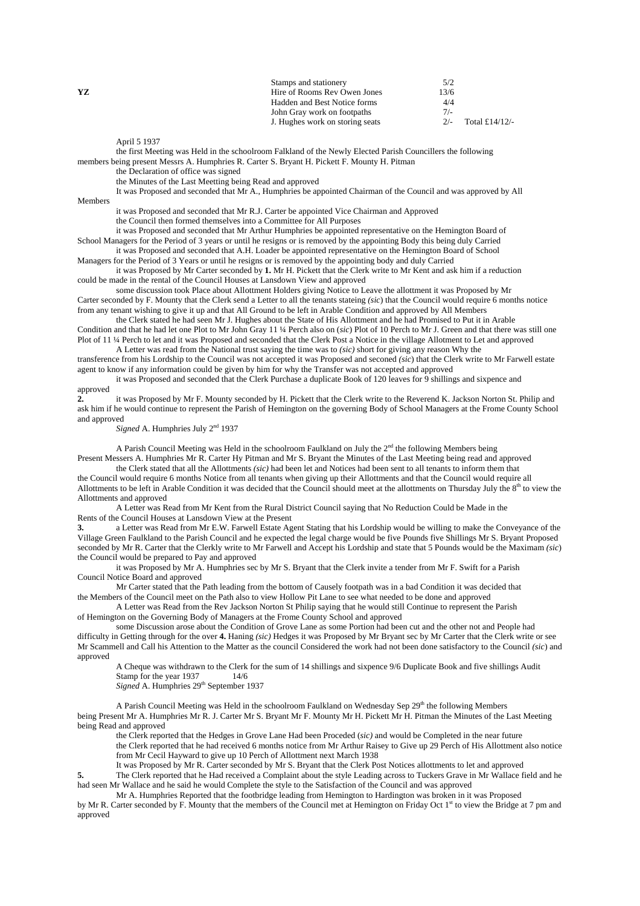| | | | |
|---|---|---|---|
| | Stamps and stationery | 5/2 | |
| YZ | Hire of Rooms Rev Owen Jones | 13/6 | |
| | Hadden and Best Notice forms | 4/4 | |
| | John Gray work on footpaths | 7/- | |
| | J. Hughes work on storing seats | 2/- | Total £14/12/- |

April 5 1937

the first Meeting was Held in the schoolroom Falkland of the Newly Elected Parish Councillers the following members being present Messrs A. Humphries R. Carter S. Bryant H. Pickett F. Mounty H. Pitman

the Declaration of office was signed

the Minutes of the Last Meetting being Read and approved

It was Proposed and seconded that Mr A., Humphries be appointed Chairman of the Council and was approved by All Members

it was Proposed and seconded that Mr R.J. Carter be appointed Vice Chairman and Approved

the Council then formed themselves into a Committee for All Purposes

it was Proposed and seconded that Mr Arthur Humphries be appointed representative on the Hemington Board of School Managers for the Period of 3 years or until he resigns or is removed by the appointing Body this being duly Carried

it was Proposed and seconded that A.H. Loader be appointed representative on the Hemington Board of School Managers for the Period of 3 Years or until he resigns or is removed by the appointing body and duly Carried

it was Proposed by Mr Carter seconded by **1.** Mr H. Pickett that the Clerk write to Mr Kent and ask him if a reduction could be made in the rental of the Council Houses at Lansdown View and approved

some discussion took Place about Allottment Holders giving Notice to Leave the allottment it was Proposed by Mr Carter seconded by F. Mounty that the Clerk send a Letter to all the tenants stateing *(sic)* that the Council would require 6 months notice from any tenant wishing to give it up and that All Ground to be left in Arable Condition and approved by All Members

the Clerk stated he had seen Mr J. Hughes about the State of His Allottment and he had Promised to Put it in Arable Condition and that he had let one Plot to Mr John Gray 11 ¼ Perch also on (*sic*) Plot of 10 Perch to Mr J. Green and that there was still one Plot of 11 ¼ Perch to let and it was Proposed and seconded that the Clerk Post a Notice in the village Allotment to Let and approved

A Letter was read from the National trust saying the time was to *(sic)* short for giving any reason Why the transference from his Lordship to the Council was not accepted it was Proposed and seconed *(sic)* that the Clerk write to Mr Farwell estate agent to know if any information could be given by him for why the Transfer was not accepted and approved

it was Proposed and seconded that the Clerk Purchase a duplicate Book of 120 leaves for 9 shillings and sixpence and approved

**2.** it was Proposed by Mr F. Mounty seconded by H. Pickett that the Clerk write to the Reverend K. Jackson Norton St. Philip and ask him if he would continue to represent the Parish of Hemington on the governing Body of School Managers at the Frome County School and approved

*Signed* A. Humphries July 2nd 1937

A Parish Council Meeting was Held in the schoolroom Faulkland on July the 2nd the following Members being Present Messers A. Humphries Mr R. Carter Hy Pitman and Mr S. Bryant the Minutes of the Last Meeting being read and approved

the Clerk stated that all the Allottments *(sic)* had been let and Notices had been sent to all tenants to inform them that the Council would require 6 months Notice from all tenants when giving up their Allottments and that the Council would require all Allottments to be left in Arable Condition it was decided that the Council should meet at the allottments on Thursday July the 8th to view the Allottments and approved

A Letter was Read from Mr Kent from the Rural District Council saying that No Reduction Could be Made in the Rents of the Council Houses at Lansdown View at the Present

**3.** a Letter was Read from Mr E.W. Farwell Estate Agent Stating that his Lordship would be willing to make the Conveyance of the Village Green Faulkland to the Parish Council and he expected the legal charge would be five Pounds five Shillings Mr S. Bryant Proposed seconded by Mr R. Carter that the Clerkly write to Mr Farwell and Accept his Lordship and state that 5 Pounds would be the Maximam *(sic)* the Council would be prepared to Pay and approved

it was Proposed by Mr A. Humphries sec by Mr S. Bryant that the Clerk invite a tender from Mr F. Swift for a Parish Council Notice Board and approved

Mr Carter stated that the Path leading from the bottom of Causely footpath was in a bad Condition it was decided that the Members of the Council meet on the Path also to view Hollow Pit Lane to see what needed to be done and approved

A Letter was Read from the Rev Jackson Norton St Philip saying that he would still Continue to represent the Parish of Hemington on the Governing Body of Managers at the Frome County School and approved

some Discussion arose about the Condition of Grove Lane as some Portion had been cut and the other not and People had difficulty in Getting through for the over **4.** Haning *(sic)* Hedges it was Proposed by Mr Bryant sec by Mr Carter that the Clerk write or see Mr Scammell and Call his Attention to the Matter as the council Considered the work had not been done satisfactory to the Council *(sic)* and approved

A Cheque was withdrawn to the Clerk for the sum of 14 shillings and sixpence 9/6 Duplicate Book and five shillings Audit Stamp for the year 1937 14/6

*Signed* A. Humphries 29th September 1937

A Parish Council Meeting was Held in the schoolroom Faulkland on Wednesday Sep 29th the following Members being Present Mr A. Humphries Mr R. J. Carter Mr S. Bryant Mr F. Mounty Mr H. Pickett Mr H. Pitman the Minutes of the Last Meeting being Read and approved

the Clerk reported that the Hedges in Grove Lane Had been Proceded (*sic)* and would be Completed in the near future

the Clerk reported that he had received 6 months notice from Mr Arthur Raisey to Give up 29 Perch of His Allottment also notice from Mr Cecil Hayward to give up 10 Perch of Allottment next March 1938

It was Proposed by Mr R. Carter seconded by Mr S. Bryant that the Clerk Post Notices allottments to let and approved

**5.** The Clerk reported that he Had received a Complaint about the style Leading across to Tuckers Grave in Mr Wallace field and he had seen Mr Wallace and he said he would Complete the style to the Satisfaction of the Council and was approved

Mr A. Humphries Reported that the footbridge leading from Hemington to Hardington was broken in it was Proposed by Mr R. Carter seconded by F. Mounty that the members of the Council met at Hemington on Friday Oct 1st to view the Bridge at 7 pm and approved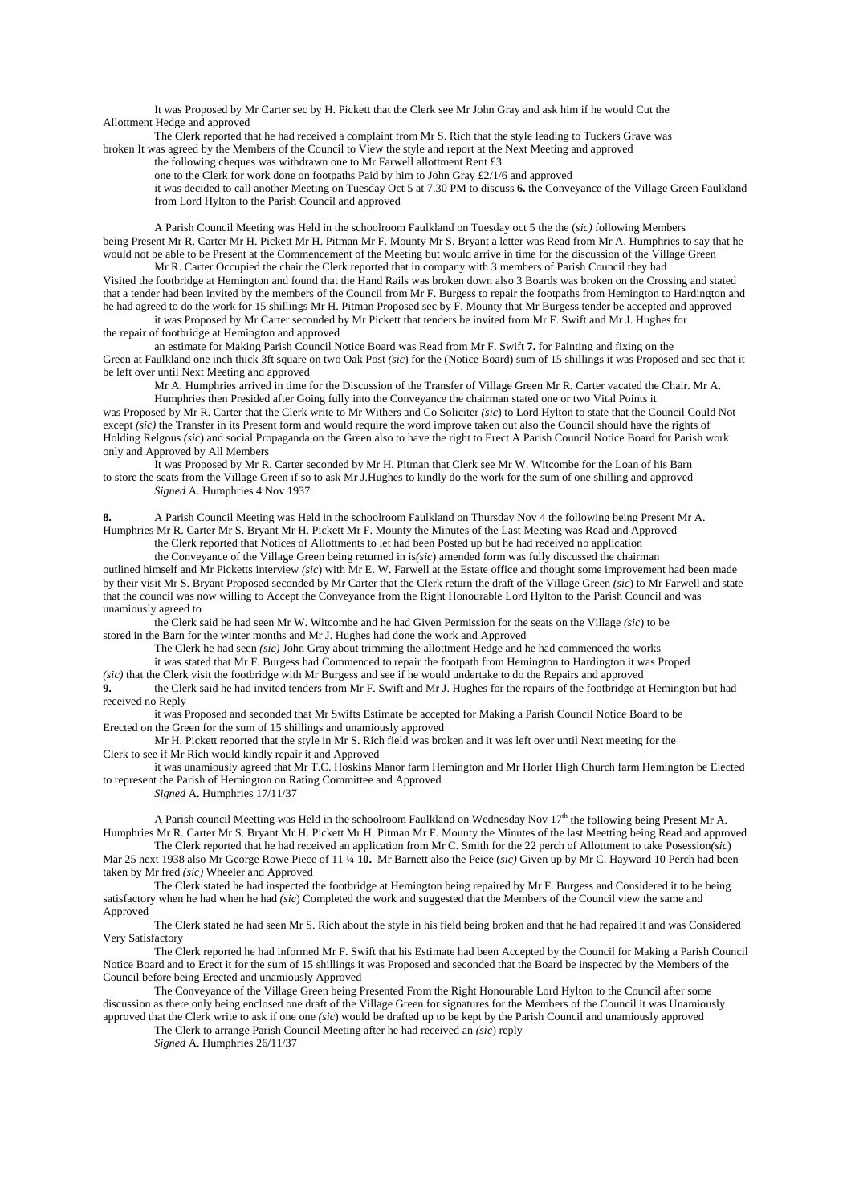It was Proposed by Mr Carter sec by H. Pickett that the Clerk see Mr John Gray and ask him if he would Cut the Allottment Hedge and approved

The Clerk reported that he had received a complaint from Mr S. Rich that the style leading to Tuckers Grave was broken It was agreed by the Members of the Council to View the style and report at the Next Meeting and approved

the following cheques was withdrawn one to Mr Farwell allottment Rent £3

one to the Clerk for work done on footpaths Paid by him to John Gray £2/1/6 and approved

it was decided to call another Meeting on Tuesday Oct 5 at 7.30 PM to discuss **6.** the Conveyance of the Village Green Faulkland from Lord Hylton to the Parish Council and approved

A Parish Council Meeting was Held in the schoolroom Faulkland on Tuesday oct 5 the the (*sic)* following Members being Present Mr R. Carter Mr H. Pickett Mr H. Pitman Mr F. Mounty Mr S. Bryant a letter was Read from Mr A. Humphries to say that he would not be able to be Present at the Commencement of the Meeting but would arrive in time for the discussion of the Village Green

Mr R. Carter Occupied the chair the Clerk reported that in company with 3 members of Parish Council they had Visited the footbridge at Hemington and found that the Hand Rails was broken down also 3 Boards was broken on the Crossing and stated that a tender had been invited by the members of the Council from Mr F. Burgess to repair the footpaths from Hemington to Hardington and he had agreed to do the work for 15 shillings Mr H. Pitman Proposed sec by F. Mounty that Mr Burgess tender be accepted and approved

it was Proposed by Mr Carter seconded by Mr Pickett that tenders be invited from Mr F. Swift and Mr J. Hughes for the repair of footbridge at Hemington and approved

an estimate for Making Parish Council Notice Board was Read from Mr F. Swift **7.** for Painting and fixing on the Green at Faulkland one inch thick 3ft square on two Oak Post *(sic)* for the (Notice Board) sum of 15 shillings it was Proposed and sec that it be left over until Next Meeting and approved

Mr A. Humphries arrived in time for the Discussion of the Transfer of Village Green Mr R. Carter vacated the Chair. Mr A. Humphries then Presided after Going fully into the Conveyance the chairman stated one or two Vital Points it was Proposed by Mr R. Carter that the Clerk write to Mr Withers and Co Soliciter *(sic*) to Lord Hylton to state that the Council Could Not except *(sic)* the Transfer in its Present form and would require the word improve taken out also the Council should have the rights of Holding Relgous *(sic*) and social Propaganda on the Green also to have the right to Erect A Parish Council Notice Board for Parish work only and Approved by All Members

It was Proposed by Mr R. Carter seconded by Mr H. Pitman that Clerk see Mr W. Witcombe for the Loan of his Barn to store the seats from the Village Green if so to ask Mr J.Hughes to kindly do the work for the sum of one shilling and approved

*Signed* A. Humphries 4 Nov 1937

**8.** A Parish Council Meeting was Held in the schoolroom Faulkland on Thursday Nov 4 the following being Present Mr A. Humphries Mr R. Carter Mr S. Bryant Mr H. Pickett Mr F. Mounty the Minutes of the Last Meeting was Read and Approved

the Clerk reported that Notices of Allottments to let had been Posted up but he had received no application

the Conveyance of the Village Green being returned in is*(sic*) amended form was fully discussed the chairman outlined himself and Mr Picketts interview *(sic*) with Mr E. W. Farwell at the Estate office and thought some improvement had been made by their visit Mr S. Bryant Proposed seconded by Mr Carter that the Clerk return the draft of the Village Green *(sic*) to Mr Farwell and state that the council was now willing to Accept the Conveyance from the Right Honourable Lord Hylton to the Parish Council and was unamiously agreed to

the Clerk said he had seen Mr W. Witcombe and he had Given Permission for the seats on the Village *(sic*) to be stored in the Barn for the winter months and Mr J. Hughes had done the work and Approved

The Clerk he had seen *(sic)* John Gray about trimming the allottment Hedge and he had commenced the works

it was stated that Mr F. Burgess had Commenced to repair the footpath from Hemington to Hardington it was Proped *(sic)* that the Clerk visit the footbridge with Mr Burgess and see if he would undertake to do the Repairs and approved

**9.** the Clerk said he had invited tenders from Mr F. Swift and Mr J. Hughes for the repairs of the footbridge at Hemington but had received no Reply

it was Proposed and seconded that Mr Swifts Estimate be accepted for Making a Parish Council Notice Board to be Erected on the Green for the sum of 15 shillings and unamiously approved

Mr H. Pickett reported that the style in Mr S. Rich field was broken and it was left over until Next meeting for the Clerk to see if Mr Rich would kindly repair it and Approved

it was unamiously agreed that Mr T.C. Hoskins Manor farm Hemington and Mr Horler High Church farm Hemington be Elected to represent the Parish of Hemington on Rating Committee and Approved

*Signed* A. Humphries 17/11/37

A Parish council Meetting was Held in the schoolroom Faulkland on Wednesday Nov 17th the following being Present Mr A. Humphries Mr R. Carter Mr S. Bryant Mr H. Pickett Mr H. Pitman Mr F. Mounty the Minutes of the last Meetting being Read and approved

The Clerk reported that he had received an application from Mr C. Smith for the 22 perch of Allottment to take Posession*(sic*) Mar 25 next 1938 also Mr George Rowe Piece of 11 ¼ **10.** Mr Barnett also the Peice (*sic)* Given up by Mr C. Hayward 10 Perch had been taken by Mr fred *(sic)* Wheeler and Approved

The Clerk stated he had inspected the footbridge at Hemington being repaired by Mr F. Burgess and Considered it to be being satisfactory when he had when he had *(sic*) Completed the work and suggested that the Members of the Council view the same and Approved

The Clerk stated he had seen Mr S. Rich about the style in his field being broken and that he had repaired it and was Considered Very Satisfactory

The Clerk reported he had informed Mr F. Swift that his Estimate had been Accepted by the Council for Making a Parish Council Notice Board and to Erect it for the sum of 15 shillings it was Proposed and seconded that the Board be inspected by the Members of the Council before being Erected and unamiously Approved

The Conveyance of the Village Green being Presented From the Right Honourable Lord Hylton to the Council after some discussion as there only being enclosed one draft of the Village Green for signatures for the Members of the Council it was Unamiously approved that the Clerk write to ask if one one *(sic*) would be drafted up to be kept by the Parish Council and unamiously approved

The Clerk to arrange Parish Council Meeting after he had received an *(sic*) reply

*Signed* A. Humphries 26/11/37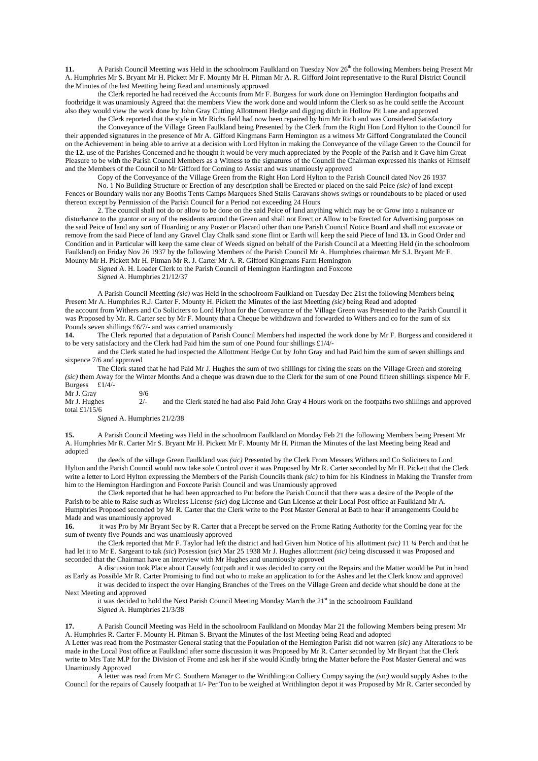**11.** A Parish Council Meetting was Held in the schoolroom Faulkland on Tuesday Nov 26th the following Members being Present Mr A. Humphries Mr S. Bryant Mr H. Pickett Mr F. Mounty Mr H. Pitman Mr A. R. Gifford Joint representative to the Rural District Council the Minutes of the last Meetting being Read and unamiously approved

the Clerk reported he had received the Accounts from Mr F. Burgess for work done on Hemington Hardington footpaths and footbridge it was unamiously Agreed that the members View the work done and would inform the Clerk so as he could settle the Account also they would view the work done by John Gray Cutting Allottment Hedge and digging ditch in Hollow Pit Lane and approved

the Clerk reported that the style in Mr Richs field had now been repaired by him Mr Rich and was Considered Satisfactory

the Conveyance of the Village Green Faulkland being Presented by the Clerk from the Right Hon Lord Hylton to the Council for their appended signatures in the presence of Mr A. Gifford Kingmans Farm Hemington as a witness Mr Gifford Congratulated the Council on the Achievement in being able to arrive at a decision with Lord Hylton in making the Conveyance of the village Green to the Council for the **12.** use of the Parishes Concerned and he thought it would be very much appreciated by the People of the Parish and it Gave him Great Pleasure to be with the Parish Council Members as a Witness to the signatures of the Council the Chairman expressed his thanks of Himself and the Members of the Council to Mr Gifford for Coming to Assist and was unamiously approved

Copy of the Conveyance of the Village Green from the Right Hon Lord Hylton to the Parish Council dated Nov 26 1937

No. 1 No Building Structure or Erection of any description shall be Erected or placed on the said Peice *(sic)* of land except Fences or Boundary walls nor any Booths Tents Camps Marquees Shed Stalls Caravans shows swings or roundabouts to be placed or used thereon except by Permission of the Parish Council for a Period not exceeding 24 Hours

2. The council shall not do or allow to be done on the said Peice of land anything which may be or Grow into a nuisance or disturbance to the grantor or any of the residents around the Green and shall not Erect or Allow to be Erected for Advertising purposes on the said Peice of land any sort of Hoarding or any Poster or Placard other than one Parish Council Notice Board and shall not excavate or remove from the said Piece of land any Gravel Clay Chalk sand stone flint or Earth will keep the said Piece of land **13.** in Good Order and Condition and in Particular will keep the same clear of Weeds signed on behalf of the Parish Council at a Meetting Held (in the schoolroom Faulkland) on Friday Nov 26 1937 by the following Members of the Parish Council Mr A. Humphries chairman Mr S.I. Bryant Mr F. Mounty Mr H. Pickett Mr H. Pitman Mr R. J. Carter Mr A. R. Gifford Kingmans Farm Hemington

*Signed* A. H. Loader Clerk to the Parish Council of Hemington Hardington and Foxcote

*Signed* A. Humphries 21/12/37

A Parish Council Meetting *(sic)* was Held in the schoolroom Faulkland on Tuesday Dec 21st the following Members being Present Mr A. Humphries R.J. Carter F. Mounty H. Pickett the Minutes of the last Meetting *(sic)* being Read and adopted

the account from Withers and Co Soliciters to Lord Hylton for the Conveyance of the Village Green was Presented to the Parish Council it was Proposed by Mr. R. Carter sec by Mr F. Mounty that a Cheque be withdrawn and forwarded to Withers and co for the sum of six Pounds seven shillings £6/7/- and was carried unamiously

**14.** The Clerk reported that a deputation of Parish Council Members had inspected the work done by Mr F. Burgess and considered it to be very satisfactory and the Clerk had Paid him the sum of one Pound four shillings £1/4/-

and the Clerk stated he had inspected the Allottment Hedge Cut by John Gray and had Paid him the sum of seven shillings and sixpence 7/6 and approved

The Clerk stated that he had Paid Mr J. Hughes the sum of two shillings for fixing the seats on the Village Green and storeing *(sic)* them Away for the Winter Months And a cheque was drawn due to the Clerk for the sum of one Pound fifteen shillings sixpence Mr F. Burgess £1/4/-

Mr J. Gray 9/6

Mr J. Hughes 2/- and the Clerk stated he had also Paid John Gray 4 Hours work on the footpaths two shillings and approved

total £1/15/6

*Signed* A. Humphries 21/2/38

**15.** A Parish Council Meeting was Held in the schoolroom Faulkland on Monday Feb 21 the following Members being Present Mr A. Humphries Mr R. Carter Mr S. Bryant Mr H. Pickett Mr F. Mounty Mr H. Pitman the Minutes of the last Meeting being Read and adopted

the deeds of the village Green Faulkland was *(sic)* Presented by the Clerk From Messers Withers and Co Soliciters to Lord Hylton and the Parish Council would now take sole Control over it was Proposed by Mr R. Carter seconded by Mr H. Pickett that the Clerk write a letter to Lord Hylton expressing the Members of the Parish Councils thank *(sic)* to him for his Kindness in Making the Transfer from him to the Hemington Hardington and Foxcote Parish Council and was Unamiously approved

the Clerk reported that he had been approached to Put before the Parish Council that there was a desire of the People of the Parish to be able to Raise such as Wireless License *(sic)* dog License and Gun License at their Local Post office at Faulkland Mr A. Humphries Proposed seconded by Mr R. Carter that the Clerk write to the Post Master General at Bath to hear if arrangements Could be Made and was unamiously approved

**16.** it was Pro by Mr Bryant Sec by R. Carter that a Precept be served on the Frome Rating Authority for the Coming year for the sum of twenty five Pounds and was unamiously approved

the Clerk reported that Mr F. Taylor had left the district and had Given him Notice of his allottment *(sic)* 11 ¼ Perch and that he had let it to Mr E. Sargeant to tak *(sic)* Posession *(sic)* Mar 25 1938 Mr J. Hughes allottment *(sic)* being discussed it was Proposed and seconded that the Chairman have an interview with Mr Hughes and unamiously approved

A discussion took Place about Causely footpath and it was decided to carry out the Repairs and the Matter would be Put in hand as Early as Possible Mr R. Carter Promising to find out who to make an application to for the Ashes and let the Clerk know and approved

it was decided to inspect the over Hanging Branches of the Trees on the Village Green and decide what should be done at the Next Meeting and approved

it was decided to hold the Next Parish Council Meeting Monday March the 21st in the schoolroom Faulkland

*Signed* A. Humphries 21/3/38

**17.** A Parish Council Meeting was Held in the schoolroom Faulkland on Monday Mar 21 the following Members being present Mr A. Humphries R. Carter F. Mounty H. Pitman S. Bryant the Minutes of the last Meeting being Read and adopted

A Letter was read from the Postmaster General stating that the Population of the Hemington Parish did not warren *(sic)* any Alterations to be made in the Local Post office at Faulkland after some discussion it was Proposed by Mr R. Carter seconded by Mr Bryant that the Clerk write to Mrs Tate M.P for the Division of Frome and ask her if she would Kindly bring the Matter before the Post Master General and was Unamiously Approved

A letter was read from Mr C. Southern Manager to the Writhlington Colliery Compy saying the *(sic)* would supply Ashes to the Council for the repairs of Causely footpath at 1/- Per Ton to be weighed at Writhlington depot it was Proposed by Mr R. Carter seconded by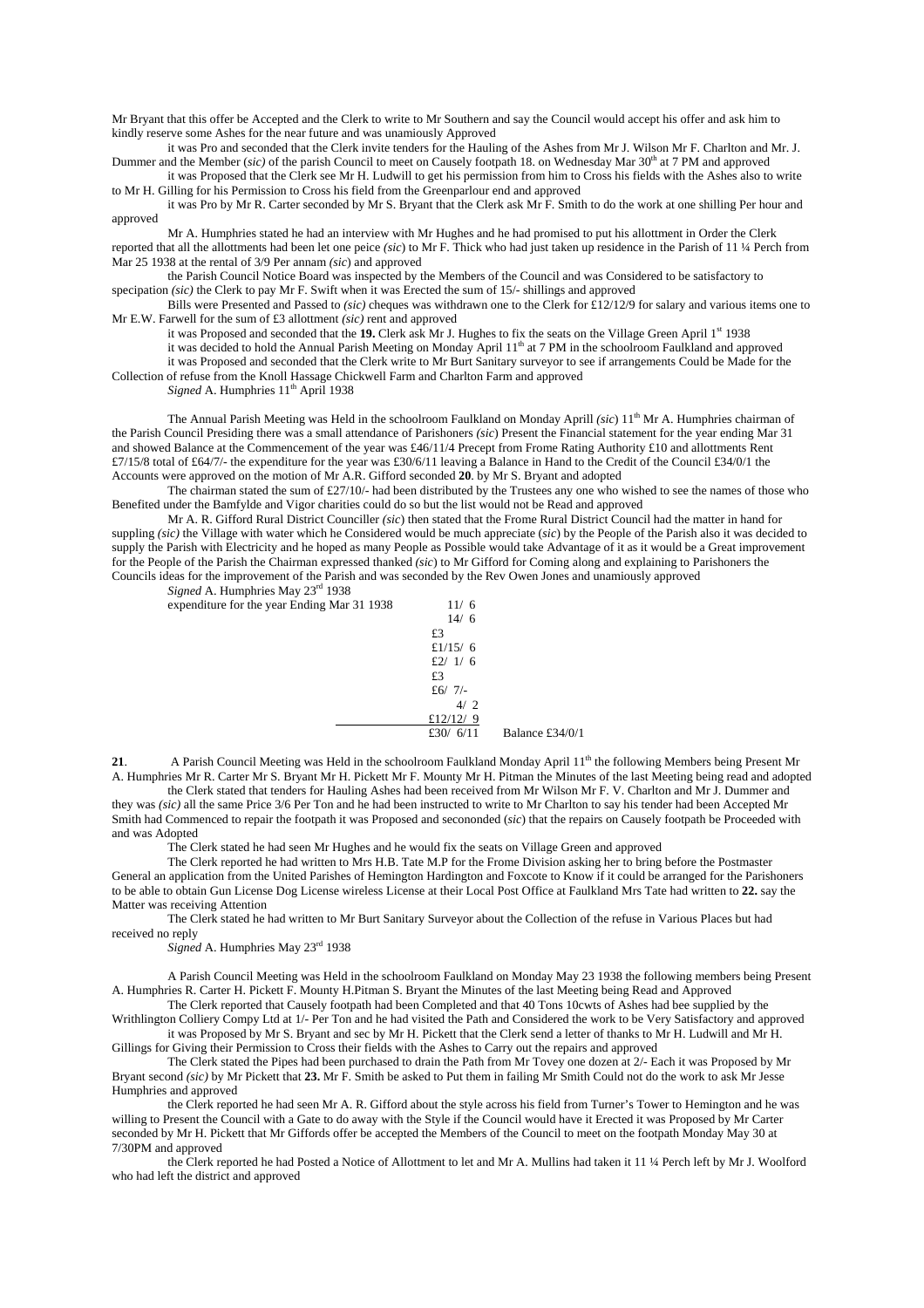Mr Bryant that this offer be Accepted and the Clerk to write to Mr Southern and say the Council would accept his offer and ask him to kindly reserve some Ashes for the near future and was unamiously Approved

it was Pro and seconded that the Clerk invite tenders for the Hauling of the Ashes from Mr J. Wilson Mr F. Charlton and Mr. J. Dummer and the Member (*sic*) of the parish Council to meet on Causely footpath 18. on Wednesday Mar 30th at 7 PM and approved

it was Proposed that the Clerk see Mr H. Ludwill to get his permission from him to Cross his fields with the Ashes also to write to Mr H. Gilling for his Permission to Cross his field from the Greenparlour end and approved

it was Pro by Mr R. Carter seconded by Mr S. Bryant that the Clerk ask Mr F. Smith to do the work at one shilling Per hour and approved

Mr A. Humphries stated he had an interview with Mr Hughes and he had promised to put his allottment in Order the Clerk reported that all the allottments had been let one peice (*sic*) to Mr F. Thick who had just taken up residence in the Parish of 11 ¼ Perch from Mar 25 1938 at the rental of 3/9 Per annam (*sic*) and approved

the Parish Council Notice Board was inspected by the Members of the Council and was Considered to be satisfactory to specipation (*sic)* the Clerk to pay Mr F. Swift when it was Erected the sum of 15/- shillings and approved

Bills were Presented and Passed to (*sic)* cheques was withdrawn one to the Clerk for £12/12/9 for salary and various items one to Mr E.W. Farwell for the sum of £3 allottment (*sic)* rent and approved

it was Proposed and seconded that the **19.** Clerk ask Mr J. Hughes to fix the seats on the Village Green April 1st 1938

it was decided to hold the Annual Parish Meeting on Monday April 11th at 7 PM in the schoolroom Faulkland and approved

it was Proposed and seconded that the Clerk write to Mr Burt Sanitary surveyor to see if arrangements Could be Made for the Collection of refuse from the Knoll Hassage Chickwell Farm and Charlton Farm and approved

*Signed* A. Humphries 11th April 1938

The Annual Parish Meeting was Held in the schoolroom Faulkland on Monday Aprill (*sic*) 11th Mr A. Humphries chairman of the Parish Council Presiding there was a small attendance of Parishoners (*sic*) Present the Financial statement for the year ending Mar 31 and showed Balance at the Commencement of the year was £46/11/4 Precept from Frome Rating Authority £10 and allottments Rent £7/15/8 total of £64/7/- the expenditure for the year was £30/6/11 leaving a Balance in Hand to the Credit of the Council £34/0/1 the Accounts were approved on the motion of Mr A.R. Gifford seconded **20**. by Mr S. Bryant and adopted

The chairman stated the sum of £27/10/- had been distributed by the Trustees any one who wished to see the names of those who Benefited under the Bamfylde and Vigor charities could do so but the list would not be Read and approved

Mr A. R. Gifford Rural DistrictOunciller (*sic*) then stated that the Frome Rural District Council had the matter in hand for suppling (*sic)* the Village with water which he Considered would be much appreciate (*sic*) by the People of the Parish also it was decided to supply the Parish with Electricity and he hoped as many People as Possible would take Advantage of it as it would be a Great improvement for the People of the Parish the Chairman expressed thanked (*sic*) to Mr Gifford for Coming along and explaining to Parishoners the Councils ideas for the improvement of the Parish and was seconded by the Rev Owen Jones and unamiously approved

*Signed* A. Humphries May 23rd 1938

| expenditure for the year Ending Mar 31 1938 | | |
|---|---|---|
| | 11/ 6 | |
| | 14/ 6 | |
| | £3 | |
| | £1/15/ 6 | |
| | £2/ 1/ 6 | |
| | £3 | |
| | £6/ 7/- | |
| | 4/ 2 | |
| | £12/12/ 9 | |
| | £30/ 6/11 | Balance £34/0/1 |

**21**. A Parish Council Meeting was Held in the schoolroom Faulkland Monday April 11th the following Members being Present Mr A. Humphries Mr R. Carter Mr S. Bryant Mr H. Pickett Mr F. Mounty Mr H. Pitman the Minutes of the last Meeting being read and adopted

the Clerk stated that tenders for Hauling Ashes had been received from Mr Wilson Mr F. V. Charlton and Mr J. Dummer and they was (*sic)* all the same Price 3/6 Per Ton and he had been instructed to write to Mr Charlton to say his tender had been Accepted Mr Smith had Commenced to repair the footpath it was Proposed and secononded (*sic*) that the repairs on Causely footpath be Proceeded with and was Adopted

The Clerk stated he had seen Mr Hughes and he would fix the seats on Village Green and approved

The Clerk reported he had written to Mrs H.B. Tate M.P for the Frome Division asking her to bring before the Postmaster General an application from the United Parishes of Hemington Hardington and Foxcote to Know if it could be arranged for the Parishoners to be able to obtain Gun License Dog License wireless License at their Local Post Office at Faulkland Mrs Tate had written to **22.** say the Matter was receiving Attention

The Clerk stated he had written to Mr Burt Sanitary Surveyor about the Collection of the refuse in Various Places but had received no reply

*Signed* A. Humphries May 23rd 1938

A Parish Council Meeting was Held in the schoolroom Faulkland on Monday May 23 1938 the following members being Present A. Humphries R. Carter H. Pickett F. Mounty H.Pitman S. Bryant the Minutes of the last Meeting being Read and Approved

The Clerk reported that Causely footpath had been Completed and that 40 Tons 10cwts of Ashes had bee supplied by the Writhlington Colliery Compy Ltd at 1/- Per Ton and he had visited the Path and Considered the work to be Very Satisfactory and approved

it was Proposed by Mr S. Bryant and sec by Mr H. Pickett that the Clerk send a letter of thanks to Mr H. Ludwill and Mr H. Gillings for Giving their Permission to Cross their fields with the Ashes to Carry out the repairs and approved

The Clerk stated the Pipes had been purchased to drain the Path from Mr Tovey one dozen at 2/- Each it was Proposed by Mr Bryant second (*sic)* by Mr Pickett that **23.** Mr F. Smith be asked to Put them in failing Mr Smith Could not do the work to ask Mr Jesse Humphries and approved

the Clerk reported he had seen Mr A. R. Gifford about the style across his field from Turner's Tower to Hemington and he was willing to Present the Council with a Gate to do away with the Style if the Council would have it Erected it was Proposed by Mr Carter seconded by Mr H. Pickett that Mr Giffords offer be accepted the Members of the Council to meet on the footpath Monday May 30 at 7/30PM and approved

the Clerk reported he had Posted a Notice of Allottment to let and Mr A. Mullins had taken it 11 ¼ Perch left by Mr J. Woolford who had left the district and approved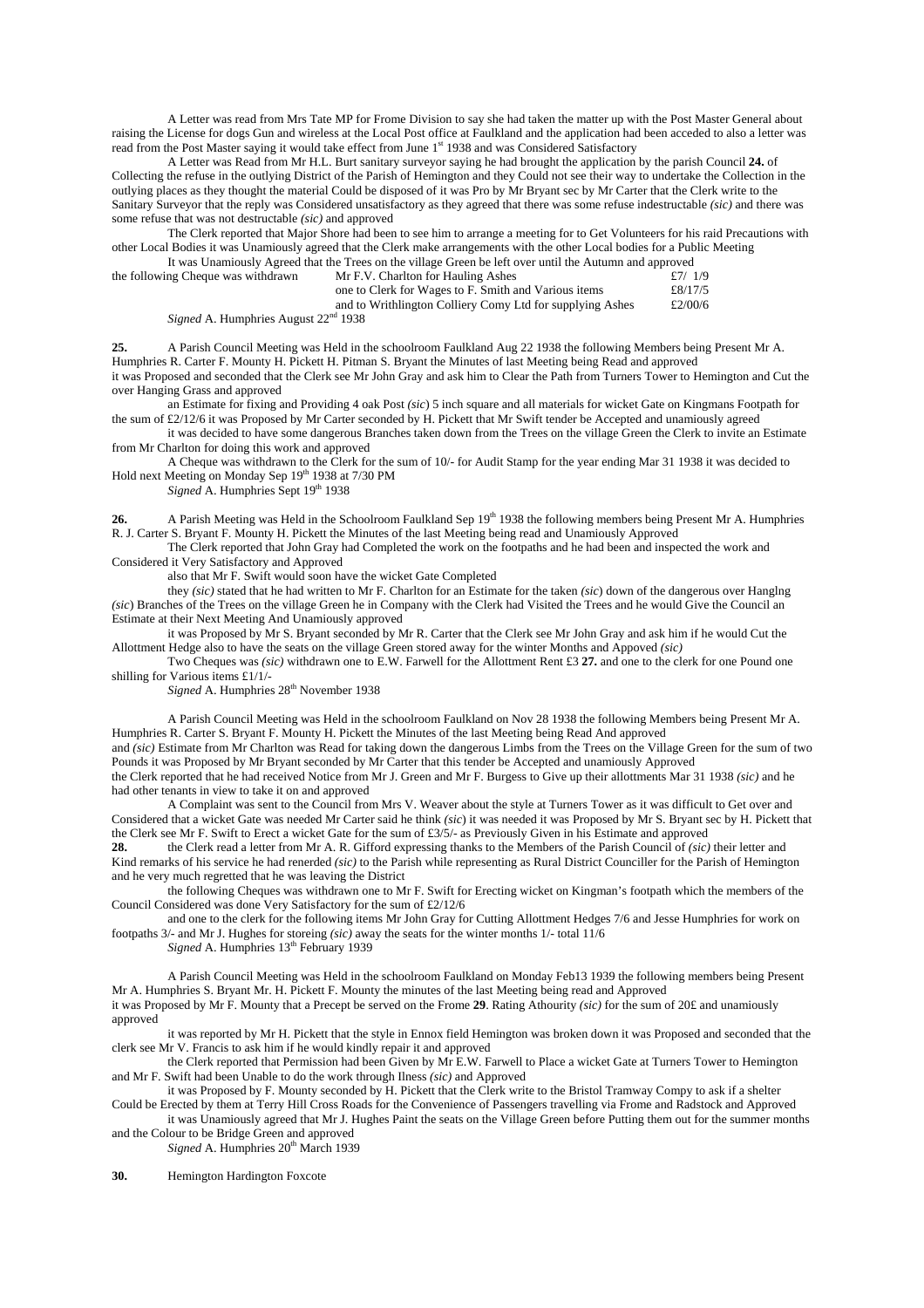A Letter was read from Mrs Tate MP for Frome Division to say she had taken the matter up with the Post Master General about raising the License for dogs Gun and wireless at the Local Post office at Faulkland and the application had been acceded to also a letter was read from the Post Master saying it would take effect from June 1st 1938 and was Considered Satisfactory

A Letter was Read from Mr H.L. Burt sanitary surveyor saying he had brought the application by the parish Council **24.** of Collecting the refuse in the outlying District of the Parish of Hemington and they Could not see their way to undertake the Collection in the outlying places as they thought the material Could be disposed of it was Pro by Mr Bryant sec by Mr Carter that the Clerk write to the Sanitary Surveyor that the reply was Considered unsatisfactory as they agreed that there was some refuse indestructable *(sic)* and there was some refuse that was not destructable *(sic)* and approved

The Clerk reported that Major Shore had been to see him to arrange a meeting for to Get Volunteers for his raid Precautions with other Local Bodies it was Unamiously agreed that the Clerk make arrangements with the other Local bodies for a Public Meeting

It was Unamiously Agreed that the Trees on the village Green be left over until the Autumn and approved

| the following Cheque was withdrawn | Mr F.V. Charlton for Hauling Ashes | £7/ 1/9 |
|---|---|---|
| | one to Clerk for Wages to F. Smith and Various items | £8/17/5 |
| | and to Writhlington Colliery Comy Ltd for supplying Ashes | £2/00/6 |

*Signed* A. Humphries August 22nd 1938

**25.** A Parish Council Meeting was Held in the schoolroom Faulkland Aug 22 1938 the following Members being Present Mr A. Humphries R. Carter F. Mounty H. Pickett H. Pitman S. Bryant the Minutes of last Meeting being Read and approved

it was Proposed and seconded that the Clerk see Mr John Gray and ask him to Clear the Path from Turners Tower to Hemington and Cut the over Hanging Grass and approved

an Estimate for fixing and Providing 4 oak Post *(sic)* 5 inch square and all materials for wicket Gate on Kingmans Footpath for the sum of £2/12/6 it was Proposed by Mr Carter seconded by H. Pickett that Mr Swift tender be Accepted and unamiously agreed

it was decided to have some dangerous Branches taken down from the Trees on the village Green the Clerk to invite an Estimate from Mr Charlton for doing this work and approved

A Cheque was withdrawn to the Clerk for the sum of 10/- for Audit Stamp for the year ending Mar 31 1938 it was decided to Hold next Meeting on Monday Sep 19th 1938 at 7/30 PM

*Signed* A. Humphries Sept 19th 1938

**26.** A Parish Meeting was Held in the Schoolroom Faulkland Sep 19th 1938 the following members being Present Mr A. Humphries R. J. Carter S. Bryant F. Mounty H. Pickett the Minutes of the last Meeting being read and Unamiously Approved

The Clerk reported that John Gray had Completed the work on the footpaths and he had been and inspected the work and Considered it Very Satisfactory and Approved

also that Mr F. Swift would soon have the wicket Gate Completed

they *(sic)* stated that he had written to Mr F. Charlton for an Estimate for the taken *(sic)* down of the dangerous over Hanglng *(sic)* Branches of the Trees on the village Green he in Company with the Clerk had Visited the Trees and he would Give the Council an Estimate at their Next Meeting And Unamiously approved

it was Proposed by Mr S. Bryant seconded by Mr R. Carter that the Clerk see Mr John Gray and ask him if he would Cut the Allottment Hedge also to have the seats on the village Green stored away for the winter Months and Appoved *(sic)*

Two Cheques was *(sic)* withdrawn one to E.W. Farwell for the Allottment Rent £3 **27.** and one to the clerk for one Pound one shilling for Various items £1/1/-

*Signed* A. Humphries 28th November 1938

A Parish Council Meeting was Held in the schoolroom Faulkland on Nov 28 1938 the following Members being Present Mr A. Humphries R. Carter S. Bryant F. Mounty H. Pickett the Minutes of the last Meeting being Read And approved

and *(sic)* Estimate from Mr Charlton was Read for taking down the dangerous Limbs from the Trees on the Village Green for the sum of two Pounds it was Proposed by Mr Bryant seconded by Mr Carter that this tender be Accepted and unamiously Approved

the Clerk reported that he had received Notice from Mr J. Green and Mr F. Burgess to Give up their allottments Mar 31 1938 *(sic)* and he had other tenants in view to take it on and approved

A Complaint was sent to the Council from Mrs V. Weaver about the style at Turners Tower as it was difficult to Get over and Considered that a wicket Gate was needed Mr Carter said he think *(sic)* it was needed it was Proposed by Mr S. Bryant sec by H. Pickett that the Clerk see Mr F. Swift to Erect a wicket Gate for the sum of £3/5/- as Previously Given in his Estimate and approved

**28.** the Clerk read a letter from Mr A. R. Gifford expressing thanks to the Members of the Parish Council of *(sic)* their letter and Kind remarks of his service he had renerded *(sic)* to the Parish while representing as Rural District Counciller for the Parish of Hemington and he very much regretted that he was leaving the District

the following Cheques was withdrawn one to Mr F. Swift for Erecting wicket on Kingman's footpath which the members of the Council Considered was done Very Satisfactory for the sum of £2/12/6

and one to the clerk for the following items Mr John Gray for Cutting Allottment Hedges 7/6 and Jesse Humphries for work on footpaths 3/- and Mr J. Hughes for storeing *(sic)* away the seats for the winter months 1/- total 11/6

*Signed* A. Humphries 13th February 1939

A Parish Council Meeting was Held in the schoolroom Faulkland on Monday Feb13 1939 the following members being Present Mr A. Humphries S. Bryant Mr. H. Pickett F. Mounty the minutes of the last Meeting being read and Approved

it was Proposed by Mr F. Mounty that a Precept be served on the Frome **29**. Rating Athourity *(sic)* for the sum of 20£ and unamiously approved

it was reported by Mr H. Pickett that the style in Ennox field Hemington was broken down it was Proposed and seconded that the clerk see Mr V. Francis to ask him if he would kindly repair it and approved

the Clerk reported that Permission had been Given by Mr E.W. Farwell to Place a wicket Gate at Turners Tower to Hemington and Mr F. Swift had been Unable to do the work through Ilness *(sic)* and Approved

it was Proposed by F. Mounty seconded by H. Pickett that the Clerk write to the Bristol Tramway Compy to ask if a shelter Could be Erected by them at Terry Hill Cross Roads for the Convenience of Passengers travelling via Frome and Radstock and Approved

it was Unamiously agreed that Mr J. Hughes Paint the seats on the Village Green before Putting them out for the summer months and the Colour to be Bridge Green and approved

*Signed* A. Humphries 20th March 1939

**30.** Hemington Hardington Foxcote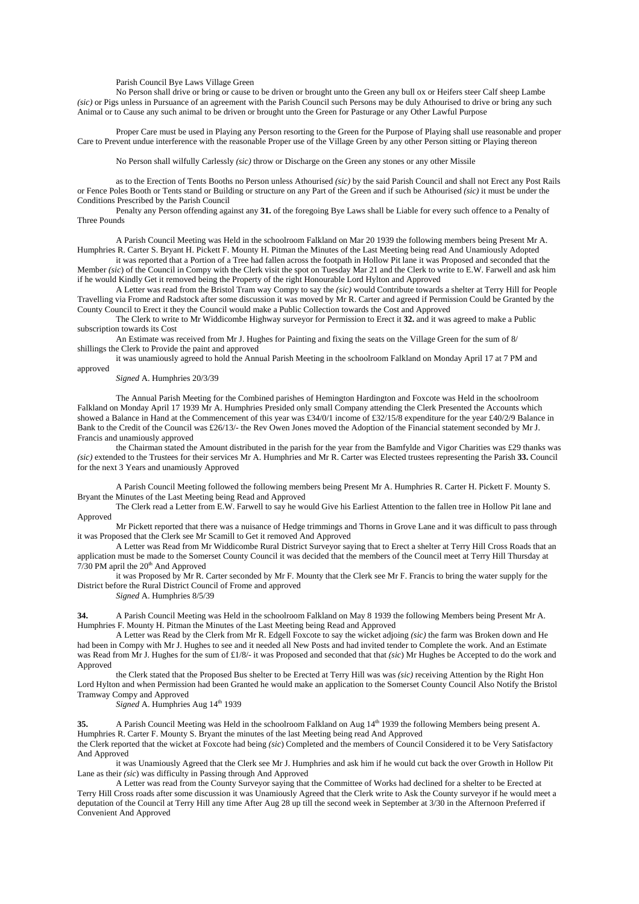Parish Council Bye Laws Village Green

No Person shall drive or bring or cause to be driven or brought unto the Green any bull ox or Heifers steer Calf sheep Lambe *(sic)* or Pigs unless in Pursuance of an agreement with the Parish Council such Persons may be duly Athourised to drive or bring any such Animal or to Cause any such animal to be driven or brought unto the Green for Pasturage or any Other Lawful Purpose

Proper Care must be used in Playing any Person resorting to the Green for the Purpose of Playing shall use reasonable and proper Care to Prevent undue interference with the reasonable Proper use of the Village Green by any other Person sitting or Playing thereon

No Person shall wilfully Carlessly *(sic)* throw or Discharge on the Green any stones or any other Missile

as to the Erection of Tents Booths no Person unless Athourised *(sic)* by the said Parish Council and shall not Erect any Post Rails or Fence Poles Booth or Tents stand or Building or structure on any Part of the Green and if such be Athourised *(sic)* it must be under the Conditions Prescribed by the Parish Council

Penalty any Person offending against any **31.** of the foregoing Bye Laws shall be Liable for every such offence to a Penalty of Three Pounds

A Parish Council Meeting was Held in the schoolroom Falkland on Mar 20 1939 the following members being Present Mr A. Humphries R. Carter S. Bryant H. Pickett F. Mounty H. Pitman the Minutes of the Last Meeting being read And Unamiously Adopted

it was reported that a Portion of a Tree had fallen across the footpath in Hollow Pit lane it was Proposed and seconded that the Member *(sic)* of the Council in Compy with the Clerk visit the spot on Tuesday Mar 21 and the Clerk to write to E.W. Farwell and ask him if he would Kindly Get it removed being the Property of the right Honourable Lord Hylton and Approved

A Letter was read from the Bristol Tram way Compy to say the *(sic)* would Contribute towards a shelter at Terry Hill for People Travelling via Frome and Radstock after some discussion it was moved by Mr R. Carter and agreed if Permission Could be Granted by the County Council to Erect it they the Council would make a Public Collection towards the Cost and Approved

The Clerk to write to Mr Widdicombe Highway surveyor for Permission to Erect it **32.** and it was agreed to make a Public subscription towards its Cost

An Estimate was received from Mr J. Hughes for Painting and fixing the seats on the Village Green for the sum of 8/ shillings the Clerk to Provide the paint and approved

it was unamiously agreed to hold the Annual Parish Meeting in the schoolroom Falkland on Monday April 17 at 7 PM and approved

*Signed* A. Humphries 20/3/39

The Annual Parish Meeting for the Combined parishes of Hemington Hardington and Foxcote was Held in the schoolroom Falkland on Monday April 17 1939 Mr A. Humphries Presided only small Company attending the Clerk Presented the Accounts which showed a Balance in Hand at the Commencement of this year was £34/0/1 income of £32/15/8 expenditure for the year £40/2/9 Balance in Bank to the Credit of the Council was £26/13/- the Rev Owen Jones moved the Adoption of the Financial statement seconded by Mr J. Francis and unamiously approved

the Chairman stated the Amount distributed in the parish for the year from the Bamfylde and Vigor Charities was £29 thanks was *(sic)* extended to the Trustees for their services Mr A. Humphries and Mr R. Carter was Elected trustees representing the Parish **33.** Council for the next 3 Years and unamiously Approved

A Parish Council Meeting followed the following members being Present Mr A. Humphries R. Carter H. Pickett F. Mounty S. Bryant the Minutes of the Last Meeting being Read and Approved

The Clerk read a Letter from E.W. Farwell to say he would Give his Earliest Attention to the fallen tree in Hollow Pit lane and Approved

Mr Pickett reported that there was a nuisance of Hedge trimmings and Thorns in Grove Lane and it was difficult to pass through it was Proposed that the Clerk see Mr Scamill to Get it removed And Approved

A Letter was Read from Mr Widdicombe Rural District Surveyor saying that to Erect a shelter at Terry Hill Cross Roads that an application must be made to the Somerset County Council it was decided that the members of the Council meet at Terry Hill Thursday at 7/30 PM april the 20th And Approved

it was Proposed by Mr R. Carter seconded by Mr F. Mounty that the Clerk see Mr F. Francis to bring the water supply for the District before the Rural District Council of Frome and approved

*Signed* A. Humphries 8/5/39

**34.** A Parish Council Meeting was Held in the schoolroom Falkland on May 8 1939 the following Members being Present Mr A. Humphries F. Mounty H. Pitman the Minutes of the Last Meeting being Read and Approved

A Letter was Read by the Clerk from Mr R. Edgell Foxcote to say the wicket adjoing *(sic)* the farm was Broken down and He had been in Compy with Mr J. Hughes to see and it needed all New Posts and had invited tender to Complete the work. And an Estimate was Read from Mr J. Hughes for the sum of £1/8/- it was Proposed and seconded that that *(sic)* Mr Hughes be Accepted to do the work and Approved

the Clerk stated that the Proposed Bus shelter to be Erected at Terry Hill was was *(sic)* receiving Attention by the Right Hon Lord Hylton and when Permission had been Granted he would make an application to the Somerset County Council Also Notify the Bristol Tramway Compy and Approved

*Signed* A. Humphries Aug 14th 1939

**35.** A Parish Council Meeting was Held in the schoolroom Falkland on Aug 14th 1939 the following Members being present A. Humphries R. Carter F. Mounty S. Bryant the minutes of the last Meeting being read And Approved

the Clerk reported that the wicket at Foxcote had being *(sic)* Completed and the members of Council Considered it to be Very Satisfactory And Approved

it was Unamiously Agreed that the Clerk see Mr J. Humphries and ask him if he would cut back the over Growth in Hollow Pit Lane as their *(sic)* was difficulty in Passing through And Approved

A Letter was read from the County Surveyor saying that the Committee of Works had declined for a shelter to be Erected at Terry Hill Cross roads after some discussion it was Unamiously Agreed that the Clerk write to Ask the County surveyor if he would meet a deputation of the Council at Terry Hill any time After Aug 28 up till the second week in September at 3/30 in the Afternoon Preferred if Convenient And Approved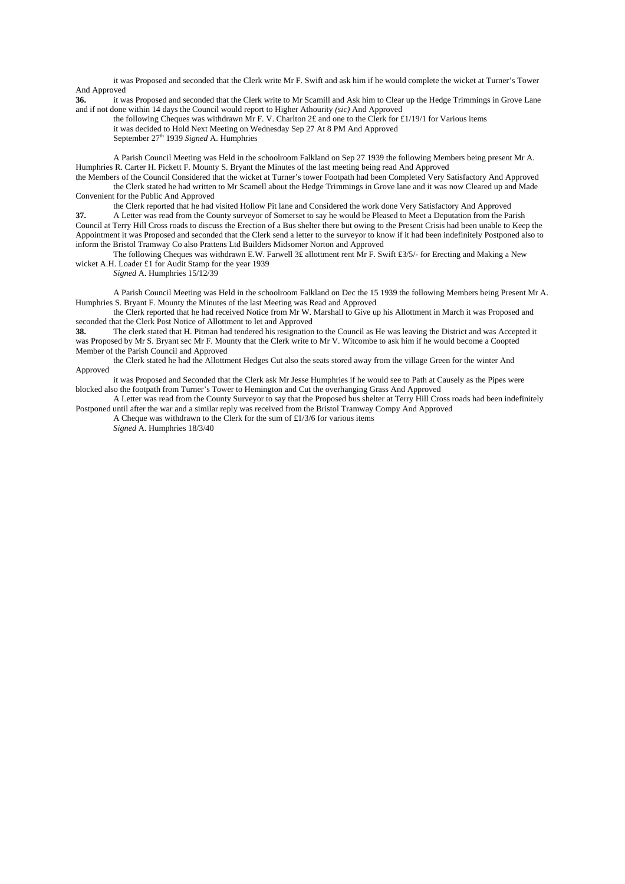it was Proposed and seconded that the Clerk write Mr F. Swift and ask him if he would complete the wicket at Turner's Tower And Approved

**36.** it was Proposed and seconded that the Clerk write to Mr Scamill and Ask him to Clear up the Hedge Trimmings in Grove Lane and if not done within 14 days the Council would report to Higher Athourity *(sic)* And Approved

the following Cheques was withdrawn Mr F. V. Charlton 2£ and one to the Clerk for £1/19/1 for Various items

it was decided to Hold Next Meeting on Wednesday Sep 27 At 8 PM And Approved

September 27th 1939 *Signed* A. Humphries

A Parish Council Meeting was Held in the schoolroom Falkland on Sep 27 1939 the following Members being present Mr A. Humphries R. Carter H. Pickett F. Mounty S. Bryant the Minutes of the last meeting being read And Approved

the Members of the Council Considered that the wicket at Turner's tower Footpath had been Completed Very Satisfactory And Approved

the Clerk stated he had written to Mr Scamell about the Hedge Trimmings in Grove lane and it was now Cleared up and Made Convenient for the Public And Approved

the Clerk reported that he had visited Hollow Pit lane and Considered the work done Very Satisfactory And Approved

**37.** A Letter was read from the County surveyor of Somerset to say he would be Pleased to Meet a Deputation from the Parish Council at Terry Hill Cross roads to discuss the Erection of a Bus shelter there but owing to the Present Crisis had been unable to Keep the Appointment it was Proposed and seconded that the Clerk send a letter to the surveyor to know if it had been indefinitely Postponed also to inform the Bristol Tramway Co also Prattens Ltd Builders Midsomer Norton and Approved

The following Cheques was withdrawn E.W. Farwell 3£ allottment rent Mr F. Swift £3/5/- for Erecting and Making a New wicket A.H. Loader £1 for Audit Stamp for the year 1939

*Signed* A. Humphries 15/12/39

A Parish Council Meeting was Held in the schoolroom Falkland on Dec the 15 1939 the following Members being Present Mr A. Humphries S. Bryant F. Mounty the Minutes of the last Meeting was Read and Approved

the Clerk reported that he had received Notice from Mr W. Marshall to Give up his Allottment in March it was Proposed and seconded that the Clerk Post Notice of Allottment to let and Approved

**38.** The clerk stated that H. Pitman had tendered his resignation to the Council as He was leaving the District and was Accepted it was Proposed by Mr S. Bryant sec Mr F. Mounty that the Clerk write to Mr V. Witcombe to ask him if he would become a Coopted Member of the Parish Council and Approved

the Clerk stated he had the Allottment Hedges Cut also the seats stored away from the village Green for the winter And Approved

it was Proposed and Seconded that the Clerk ask Mr Jesse Humphries if he would see to Path at Causely as the Pipes were blocked also the footpath from Turner's Tower to Hemington and Cut the overhanging Grass And Approved

A Letter was read from the County Surveyor to say that the Proposed bus shelter at Terry Hill Cross roads had been indefinitely Postponed until after the war and a similar reply was received from the Bristol Tramway Compy And Approved

A Cheque was withdrawn to the Clerk for the sum of £1/3/6 for various items

*Signed* A. Humphries 18/3/40